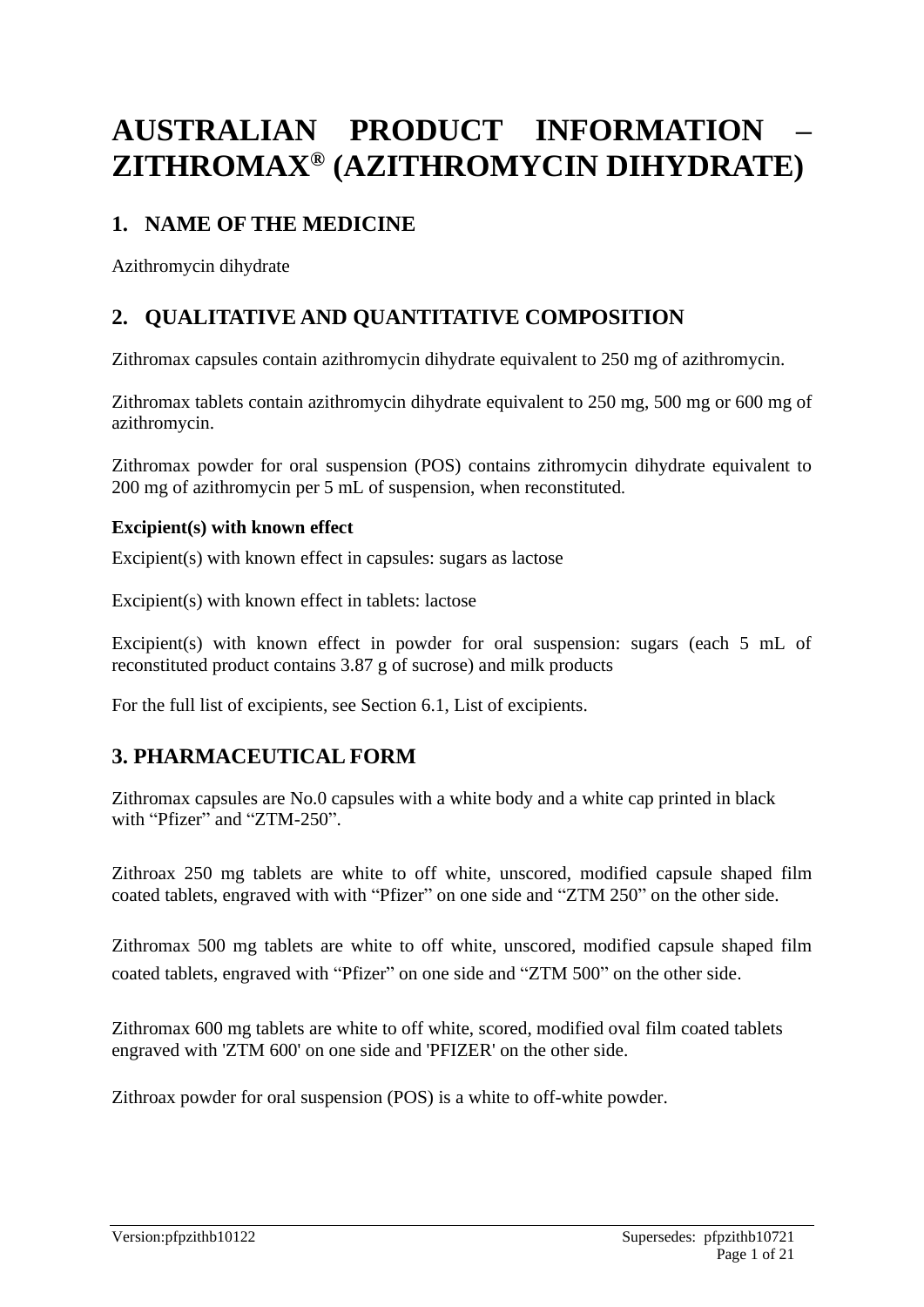# AUSTRALIAN PRODUCT INFORMATION – ZITHROMAX® (AZITHROMYCIN DIHYDRATE)

## 1. NAME OF THE MEDICINE

Azithromycin dihydrate

## 2. QUALITATIVE AND QUANTITATIVE COMPOSITION

Zithromax capsules contain azithromycin dihydrate equivalent to 250 mg of azithromycin.

Zithromax tablets contain azithromycin dihydrate equivalent to 250 mg, 500 mg or 600 mg of azithromycin.

Zithromax powder for oral suspension (POS) contains zithromycin dihydrate equivalent to 200 mg of azithromycin per 5 mL of suspension, when reconstituted.

**Excipient(s) with known effect**

Excipient(s) with known effect in capsules: sugars as lactose

Excipient(s) with known effect in tablets: lactose

Excipient(s) with known effect in powder for oral suspension: sugars (each 5 mL of reconstituted product contains 3.87 g of sucrose) and milk products

For the full list of excipients, see Section 6.1, List of excipients.

## 3. PHARMACEUTICAL FORM

Zithromax capsules are No.0 capsules with a white body and a white cap printed in black with "Pfizer" and "ZTM-250".

Zithroax 250 mg tablets are white to off white, unscored, modified capsule shaped film coated tablets, engraved with with "Pfizer" on one side and "ZTM 250" on the other side.

Zithromax 500 mg tablets are white to off white, unscored, modified capsule shaped film coated tablets, engraved with "Pfizer" on one side and "ZTM 500" on the other side.

Zithromax 600 mg tablets are white to off white, scored, modified oval film coated tablets engraved with 'ZTM 600' on one side and 'PFIZER' on the other side.

Zithroax powder for oral suspension (POS) is a white to off-white powder.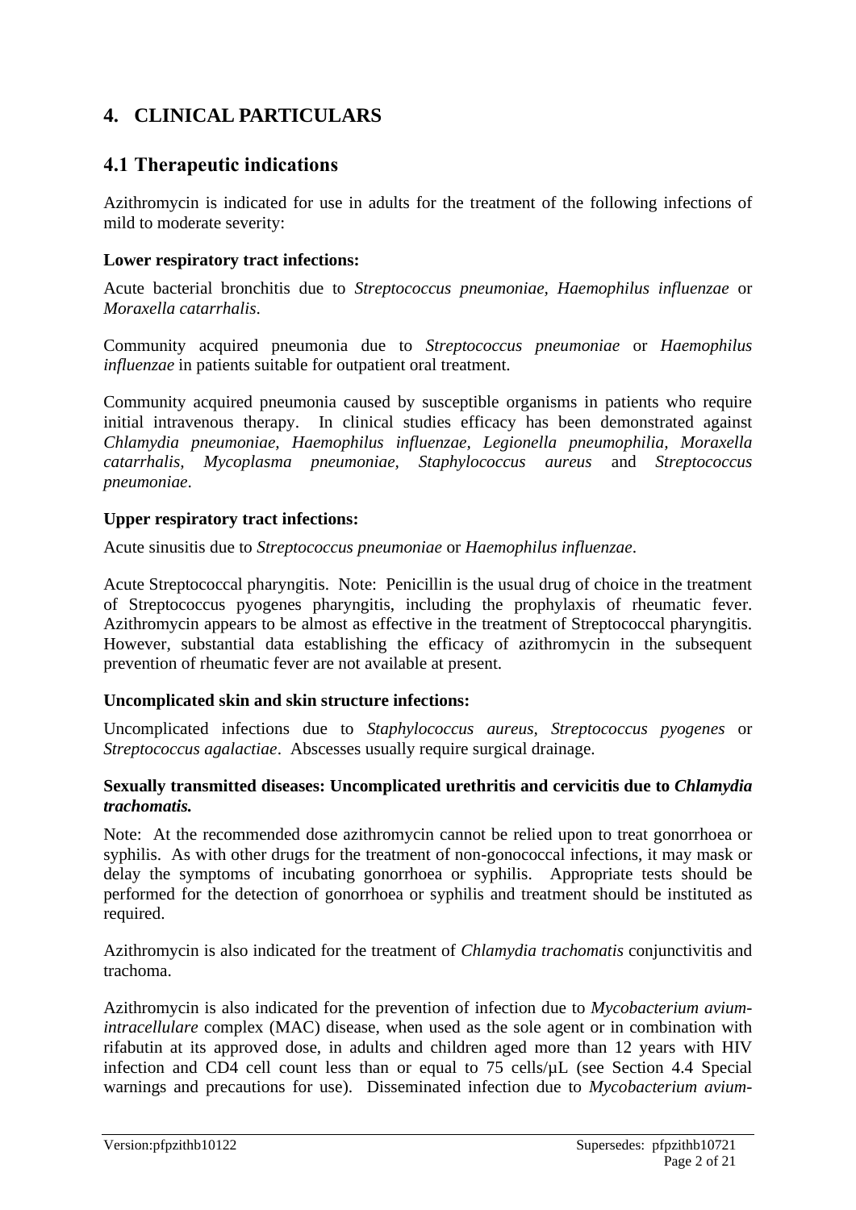# 4. CLINICAL PARTICULARS

## 4.1 Therapeutic indications

Azithromycin is indicated for use in adults for the treatment of the following infections of mild to moderate severity:

**Lower respiratory tract infections:**

Acute bacterial bronchitis due to *Streptococcus pneumoniae*, *Haemophilus influenzae* or *Moraxella catarrhalis*.

Community acquired pneumonia due to *Streptococcus pneumoniae* or *Haemophilus influenzae* in patients suitable for outpatient oral treatment.

Community acquired pneumonia caused by susceptible organisms in patients who require initial intravenous therapy. In clinical studies efficacy has been demonstrated against *Chlamydia pneumoniae, Haemophilus influenzae, Legionella pneumophilia, Moraxella catarrhalis, Mycoplasma pneumoniae, Staphylococcus aureus* and *Streptococcus pneumoniae*.

**Upper respiratory tract infections:**

Acute sinusitis due to *Streptococcus pneumoniae* or *Haemophilus influenzae*.

Acute Streptococcal pharyngitis. Note: Penicillin is the usual drug of choice in the treatment of Streptococcus pyogenes pharyngitis, including the prophylaxis of rheumatic fever. Azithromycin appears to be almost as effective in the treatment of Streptococcal pharyngitis. However, substantial data establishing the efficacy of azithromycin in the subsequent prevention of rheumatic fever are not available at present.

**Uncomplicated skin and skin structure infections:**

Uncomplicated infections due to *Staphylococcus aureus, Streptococcus pyogenes* or *Streptococcus agalactiae*. Abscesses usually require surgical drainage.

**Sexually transmitted diseases: Uncomplicated urethritis and cervicitis due to *Chlamydia trachomatis.***

Note: At the recommended dose azithromycin cannot be relied upon to treat gonorrhoea or syphilis. As with other drugs for the treatment of non-gonococcal infections, it may mask or delay the symptoms of incubating gonorrhoea or syphilis. Appropriate tests should be performed for the detection of gonorrhoea or syphilis and treatment should be instituted as required.

Azithromycin is also indicated for the treatment of *Chlamydia trachomatis* conjunctivitis and trachoma.

Azithromycin is also indicated for the prevention of infection due to *Mycobacterium avium-intracellulare* complex (MAC) disease, when used as the sole agent or in combination with rifabutin at its approved dose, in adults and children aged more than 12 years with HIV infection and CD4 cell count less than or equal to 75 cells/µL (see Section 4.4 Special warnings and precautions for use). Disseminated infection due to *Mycobacterium avium-*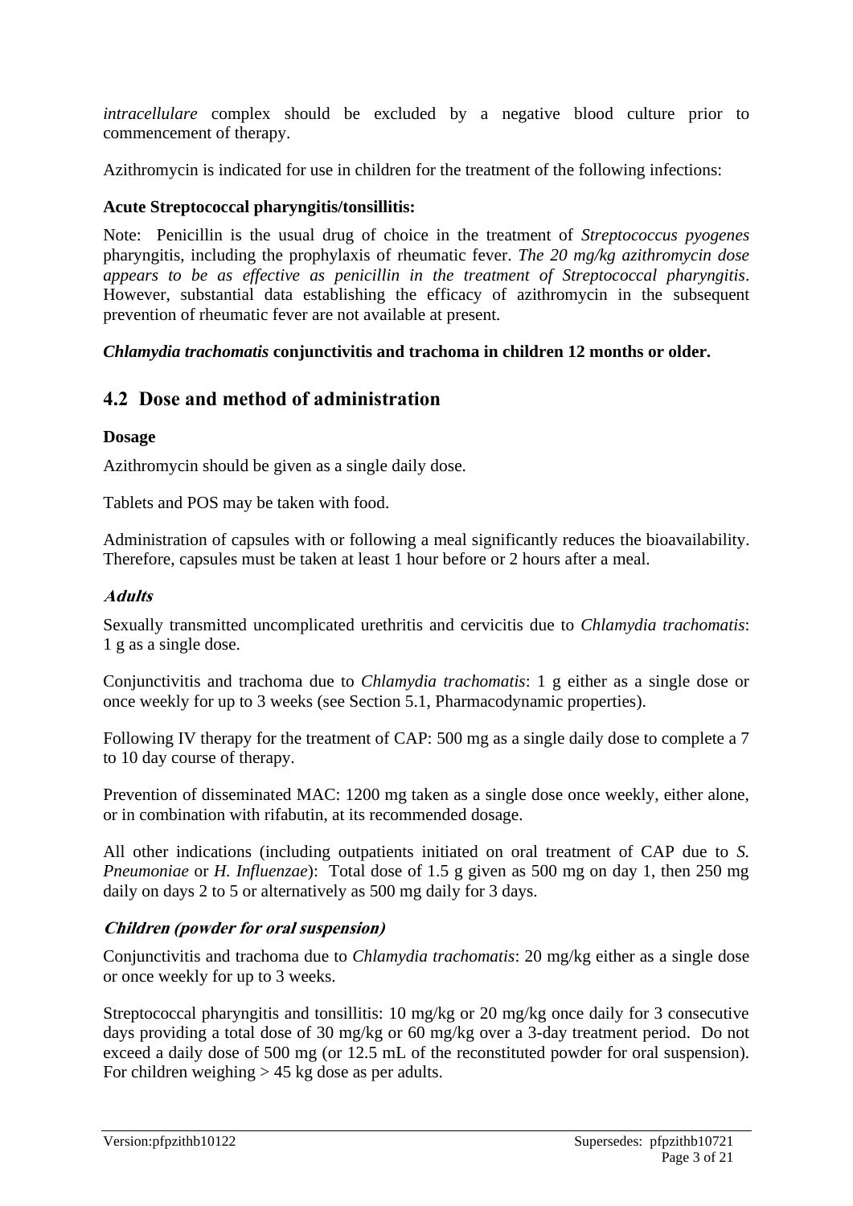*intracellulare* complex should be excluded by a negative blood culture prior to commencement of therapy.

Azithromycin is indicated for use in children for the treatment of the following infections:

**Acute Streptococcal pharyngitis/tonsillitis:**

Note: Penicillin is the usual drug of choice in the treatment of *Streptococcus pyogenes* pharyngitis, including the prophylaxis of rheumatic fever. *The 20 mg/kg azithromycin dose appears to be as effective as penicillin in the treatment of Streptococcal pharyngitis*. However, substantial data establishing the efficacy of azithromycin in the subsequent prevention of rheumatic fever are not available at present.

***Chlamydia trachomatis* conjunctivitis and trachoma in children 12 months or older.**

## 4.2 Dose and method of administration

**Dosage**

Azithromycin should be given as a single daily dose.

Tablets and POS may be taken with food.

Administration of capsules with or following a meal significantly reduces the bioavailability. Therefore, capsules must be taken at least 1 hour before or 2 hours after a meal.

***Adults***

Sexually transmitted uncomplicated urethritis and cervicitis due to *Chlamydia trachomatis*: 1 g as a single dose.

Conjunctivitis and trachoma due to *Chlamydia trachomatis*: 1 g either as a single dose or once weekly for up to 3 weeks (see Section 5.1, Pharmacodynamic properties).

Following IV therapy for the treatment of CAP: 500 mg as a single daily dose to complete a 7 to 10 day course of therapy.

Prevention of disseminated MAC: 1200 mg taken as a single dose once weekly, either alone, or in combination with rifabutin, at its recommended dosage.

All other indications (including outpatients initiated on oral treatment of CAP due to *S. Pneumoniae* or *H. Influenzae*): Total dose of 1.5 g given as 500 mg on day 1, then 250 mg daily on days 2 to 5 or alternatively as 500 mg daily for 3 days.

***Children (powder for oral suspension)***

Conjunctivitis and trachoma due to *Chlamydia trachomatis*: 20 mg/kg either as a single dose or once weekly for up to 3 weeks.

Streptococcal pharyngitis and tonsillitis: 10 mg/kg or 20 mg/kg once daily for 3 consecutive days providing a total dose of 30 mg/kg or 60 mg/kg over a 3-day treatment period. Do not exceed a daily dose of 500 mg (or 12.5 mL of the reconstituted powder for oral suspension). For children weighing > 45 kg dose as per adults.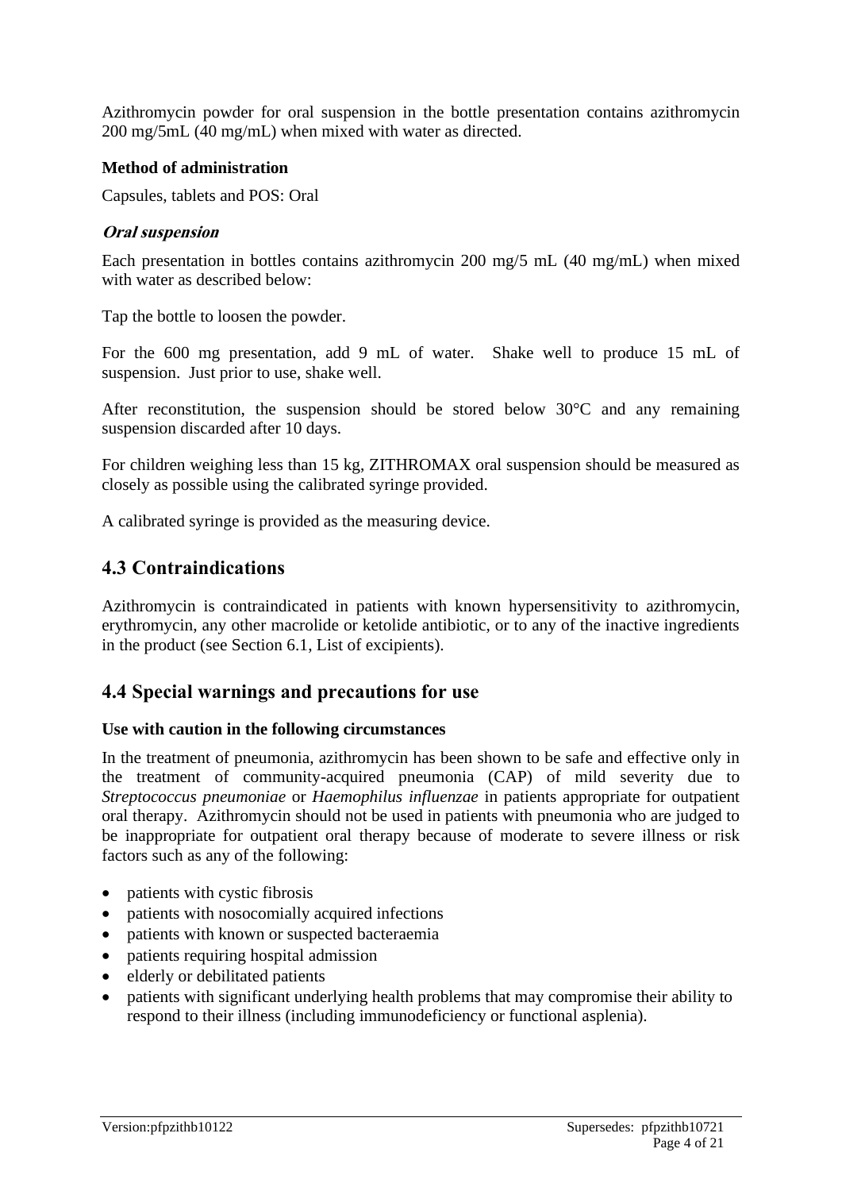Azithromycin powder for oral suspension in the bottle presentation contains azithromycin 200 mg/5mL (40 mg/mL) when mixed with water as directed.

**Method of administration**

Capsules, tablets and POS: Oral

***Oral suspension***

Each presentation in bottles contains azithromycin 200 mg/5 mL (40 mg/mL) when mixed with water as described below:

Tap the bottle to loosen the powder.

For the 600 mg presentation, add 9 mL of water. Shake well to produce 15 mL of suspension. Just prior to use, shake well.

After reconstitution, the suspension should be stored below 30°C and any remaining suspension discarded after 10 days.

For children weighing less than 15 kg, ZITHROMAX oral suspension should be measured as closely as possible using the calibrated syringe provided.

A calibrated syringe is provided as the measuring device.

## 4.3 Contraindications

Azithromycin is contraindicated in patients with known hypersensitivity to azithromycin, erythromycin, any other macrolide or ketolide antibiotic, or to any of the inactive ingredients in the product (see Section 6.1, List of excipients).

## 4.4 Special warnings and precautions for use

**Use with caution in the following circumstances**

In the treatment of pneumonia, azithromycin has been shown to be safe and effective only in the treatment of community-acquired pneumonia (CAP) of mild severity due to *Streptococcus pneumoniae* or *Haemophilus influenzae* in patients appropriate for outpatient oral therapy. Azithromycin should not be used in patients with pneumonia who are judged to be inappropriate for outpatient oral therapy because of moderate to severe illness or risk factors such as any of the following:

- patients with cystic fibrosis
- patients with nosocomially acquired infections
- patients with known or suspected bacteraemia
- patients requiring hospital admission
- elderly or debilitated patients
- patients with significant underlying health problems that may compromise their ability to respond to their illness (including immunodeficiency or functional asplenia).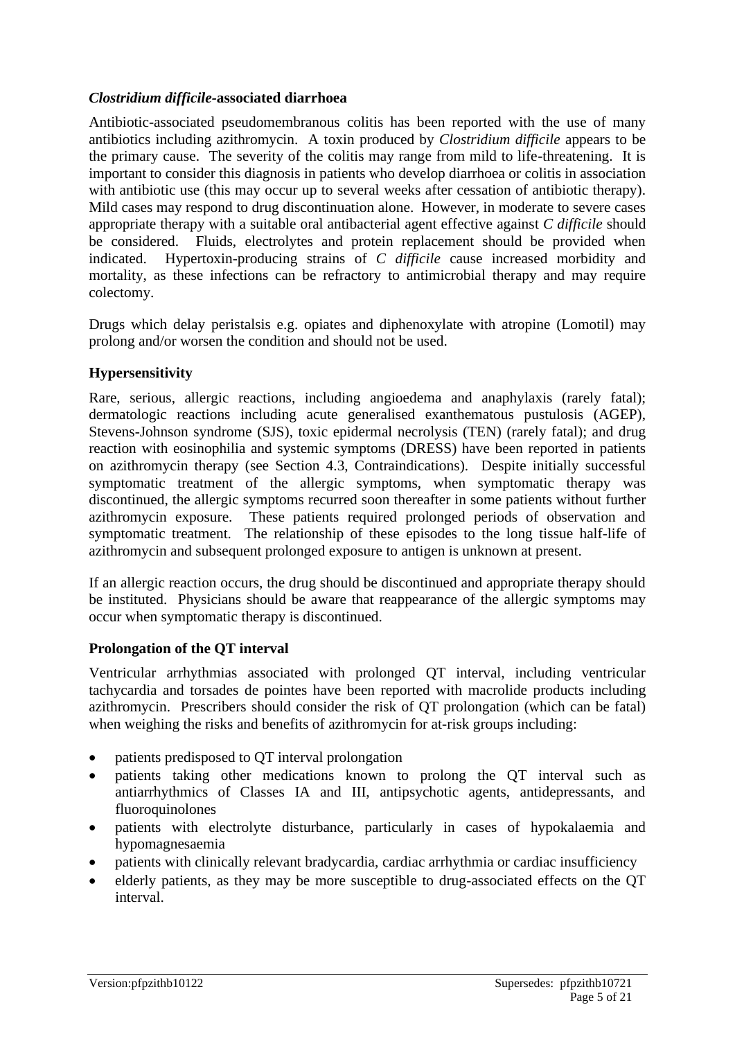### *Clostridium difficile*-associated diarrhoea

Antibiotic-associated pseudomembranous colitis has been reported with the use of many antibiotics including azithromycin. A toxin produced by *Clostridium difficile* appears to be the primary cause. The severity of the colitis may range from mild to life-threatening. It is important to consider this diagnosis in patients who develop diarrhoea or colitis in association with antibiotic use (this may occur up to several weeks after cessation of antibiotic therapy). Mild cases may respond to drug discontinuation alone. However, in moderate to severe cases appropriate therapy with a suitable oral antibacterial agent effective against *C difficile* should be considered. Fluids, electrolytes and protein replacement should be provided when indicated. Hypertoxin-producing strains of *C difficile* cause increased morbidity and mortality, as these infections can be refractory to antimicrobial therapy and may require colectomy.

Drugs which delay peristalsis e.g. opiates and diphenoxylate with atropine (Lomotil) may prolong and/or worsen the condition and should not be used.

### Hypersensitivity

Rare, serious, allergic reactions, including angioedema and anaphylaxis (rarely fatal); dermatologic reactions including acute generalised exanthematous pustulosis (AGEP), Stevens-Johnson syndrome (SJS), toxic epidermal necrolysis (TEN) (rarely fatal); and drug reaction with eosinophilia and systemic symptoms (DRESS) have been reported in patients on azithromycin therapy (see Section 4.3, Contraindications). Despite initially successful symptomatic treatment of the allergic symptoms, when symptomatic therapy was discontinued, the allergic symptoms recurred soon thereafter in some patients without further azithromycin exposure. These patients required prolonged periods of observation and symptomatic treatment. The relationship of these episodes to the long tissue half-life of azithromycin and subsequent prolonged exposure to antigen is unknown at present.

If an allergic reaction occurs, the drug should be discontinued and appropriate therapy should be instituted. Physicians should be aware that reappearance of the allergic symptoms may occur when symptomatic therapy is discontinued.

### Prolongation of the QT interval

Ventricular arrhythmias associated with prolonged QT interval, including ventricular tachycardia and torsades de pointes have been reported with macrolide products including azithromycin. Prescribers should consider the risk of QT prolongation (which can be fatal) when weighing the risks and benefits of azithromycin for at-risk groups including:

- patients predisposed to QT interval prolongation
- patients taking other medications known to prolong the QT interval such as antiarrhythmics of Classes IA and III, antipsychotic agents, antidepressants, and fluoroquinolones
- patients with electrolyte disturbance, particularly in cases of hypokalaemia and hypomagnesaemia
- patients with clinically relevant bradycardia, cardiac arrhythmia or cardiac insufficiency
- elderly patients, as they may be more susceptible to drug-associated effects on the QT interval.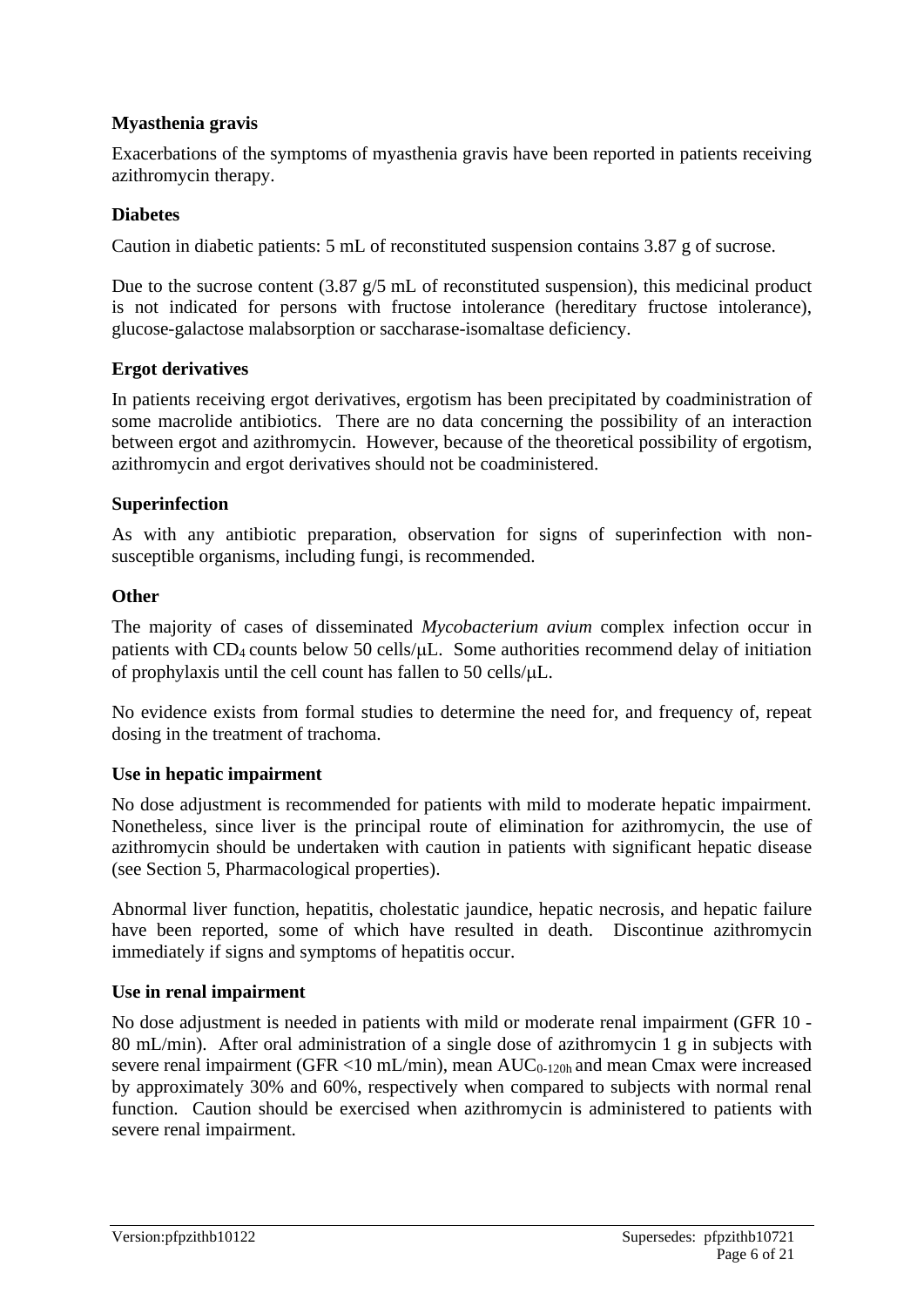**Myasthenia gravis**

Exacerbations of the symptoms of myasthenia gravis have been reported in patients receiving azithromycin therapy.

**Diabetes**

Caution in diabetic patients: 5 mL of reconstituted suspension contains 3.87 g of sucrose.

Due to the sucrose content (3.87 g/5 mL of reconstituted suspension), this medicinal product is not indicated for persons with fructose intolerance (hereditary fructose intolerance), glucose-galactose malabsorption or saccharase-isomaltase deficiency.

**Ergot derivatives**

In patients receiving ergot derivatives, ergotism has been precipitated by coadministration of some macrolide antibiotics. There are no data concerning the possibility of an interaction between ergot and azithromycin. However, because of the theoretical possibility of ergotism, azithromycin and ergot derivatives should not be coadministered.

**Superinfection**

As with any antibiotic preparation, observation for signs of superinfection with non-susceptible organisms, including fungi, is recommended.

**Other**

The majority of cases of disseminated *Mycobacterium avium* complex infection occur in patients with $CD_4$ counts below 50 cells/μL. Some authorities recommend delay of initiation of prophylaxis until the cell count has fallen to 50 cells/μL.

No evidence exists from formal studies to determine the need for, and frequency of, repeat dosing in the treatment of trachoma.

**Use in hepatic impairment**

No dose adjustment is recommended for patients with mild to moderate hepatic impairment. Nonetheless, since liver is the principal route of elimination for azithromycin, the use of azithromycin should be undertaken with caution in patients with significant hepatic disease (see Section 5, Pharmacological properties).

Abnormal liver function, hepatitis, cholestatic jaundice, hepatic necrosis, and hepatic failure have been reported, some of which have resulted in death. Discontinue azithromycin immediately if signs and symptoms of hepatitis occur.

**Use in renal impairment**

No dose adjustment is needed in patients with mild or moderate renal impairment (GFR 10 - 80 mL/min). After oral administration of a single dose of azithromycin 1 g in subjects with severe renal impairment (GFR <10 mL/min), mean $AUC_{0-120h}$ and mean Cmax were increased by approximately 30% and 60%, respectively when compared to subjects with normal renal function. Caution should be exercised when azithromycin is administered to patients with severe renal impairment.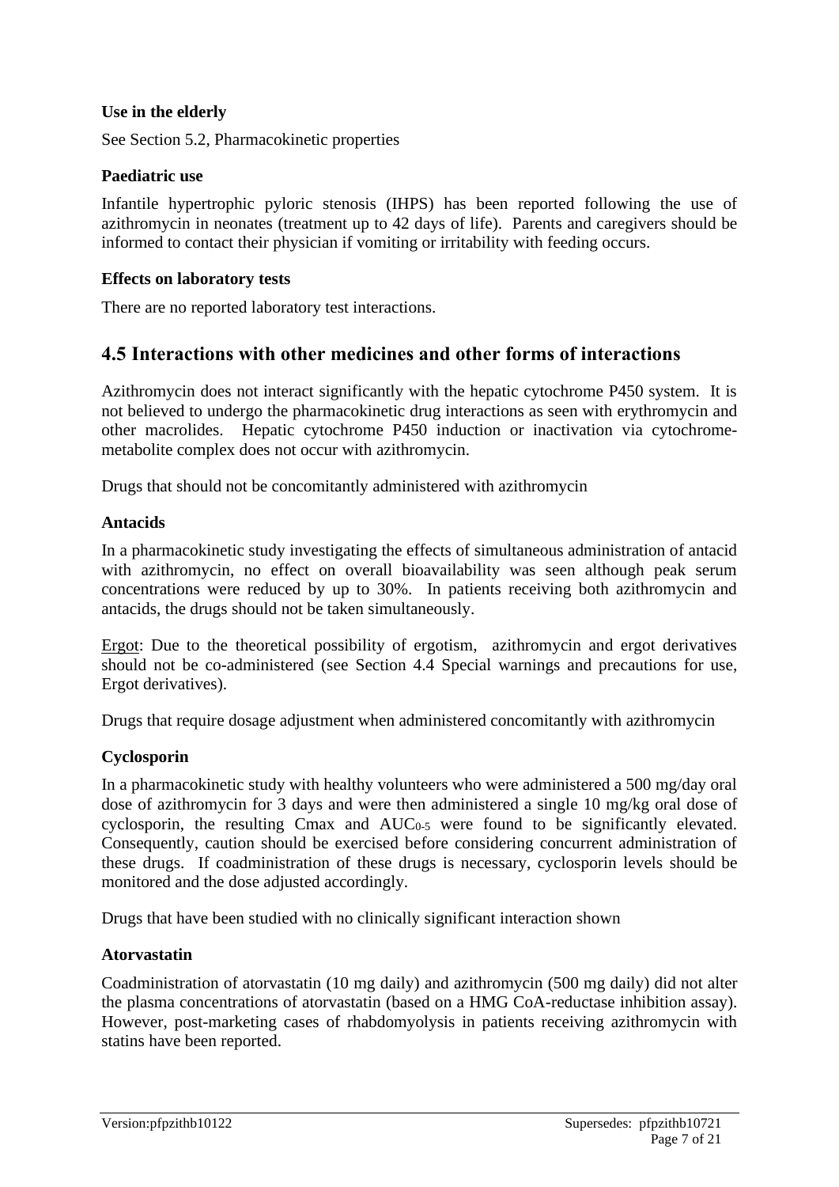**Use in the elderly**

See Section 5.2, Pharmacokinetic properties

**Paediatric use**

Infantile hypertrophic pyloric stenosis (IHPS) has been reported following the use of azithromycin in neonates (treatment up to 42 days of life). Parents and caregivers should be informed to contact their physician if vomiting or irritability with feeding occurs.

**Effects on laboratory tests**

There are no reported laboratory test interactions.

## 4.5 Interactions with other medicines and other forms of interactions

Azithromycin does not interact significantly with the hepatic cytochrome P450 system. It is not believed to undergo the pharmacokinetic drug interactions as seen with erythromycin and other macrolides. Hepatic cytochrome P450 induction or inactivation via cytochrome-metabolite complex does not occur with azithromycin.

Drugs that should not be concomitantly administered with azithromycin

**Antacids**

In a pharmacokinetic study investigating the effects of simultaneous administration of antacid with azithromycin, no effect on overall bioavailability was seen although peak serum concentrations were reduced by up to 30%. In patients receiving both azithromycin and antacids, the drugs should not be taken simultaneously.

Ergot: Due to the theoretical possibility of ergotism, azithromycin and ergot derivatives should not be co-administered (see Section 4.4 Special warnings and precautions for use, Ergot derivatives).

Drugs that require dosage adjustment when administered concomitantly with azithromycin

**Cyclosporin**

In a pharmacokinetic study with healthy volunteers who were administered a 500 mg/day oral dose of azithromycin for 3 days and were then administered a single 10 mg/kg oral dose of cyclosporin, the resulting Cmax and $AUC_{0-5}$ were found to be significantly elevated. Consequently, caution should be exercised before considering concurrent administration of these drugs. If coadministration of these drugs is necessary, cyclosporin levels should be monitored and the dose adjusted accordingly.

Drugs that have been studied with no clinically significant interaction shown

**Atorvastatin**

Coadministration of atorvastatin (10 mg daily) and azithromycin (500 mg daily) did not alter the plasma concentrations of atorvastatin (based on a HMG CoA-reductase inhibition assay). However, post-marketing cases of rhabdomyolysis in patients receiving azithromycin with statins have been reported.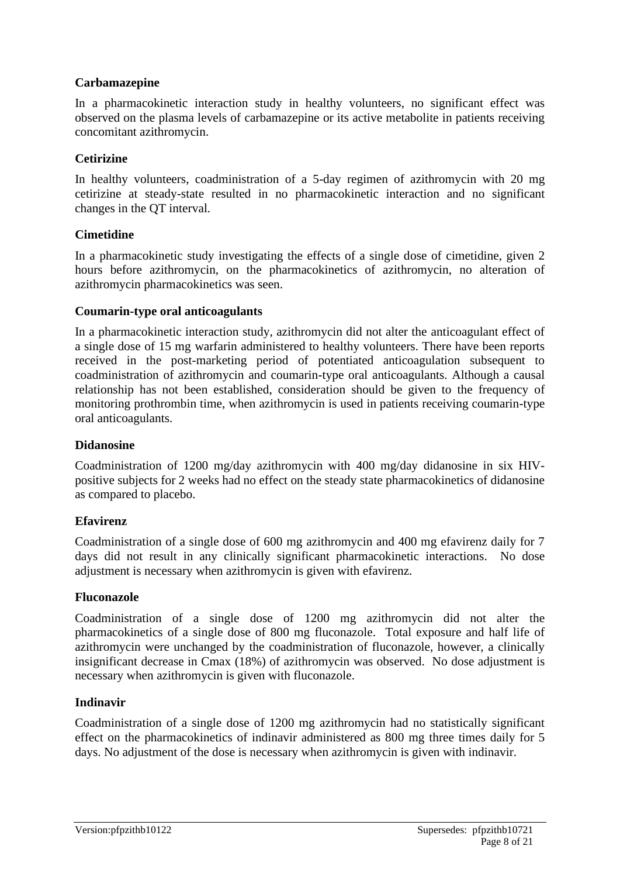**Carbamazepine**

In a pharmacokinetic interaction study in healthy volunteers, no significant effect was observed on the plasma levels of carbamazepine or its active metabolite in patients receiving concomitant azithromycin.

**Cetirizine**

In healthy volunteers, coadministration of a 5-day regimen of azithromycin with 20 mg cetirizine at steady-state resulted in no pharmacokinetic interaction and no significant changes in the QT interval.

**Cimetidine**

In a pharmacokinetic study investigating the effects of a single dose of cimetidine, given 2 hours before azithromycin, on the pharmacokinetics of azithromycin, no alteration of azithromycin pharmacokinetics was seen.

**Coumarin-type oral anticoagulants**

In a pharmacokinetic interaction study, azithromycin did not alter the anticoagulant effect of a single dose of 15 mg warfarin administered to healthy volunteers. There have been reports received in the post-marketing period of potentiated anticoagulation subsequent to coadministration of azithromycin and coumarin-type oral anticoagulants. Although a causal relationship has not been established, consideration should be given to the frequency of monitoring prothrombin time, when azithromycin is used in patients receiving coumarin-type oral anticoagulants.

**Didanosine**

Coadministration of 1200 mg/day azithromycin with 400 mg/day didanosine in six HIV-positive subjects for 2 weeks had no effect on the steady state pharmacokinetics of didanosine as compared to placebo.

**Efavirenz**

Coadministration of a single dose of 600 mg azithromycin and 400 mg efavirenz daily for 7 days did not result in any clinically significant pharmacokinetic interactions. No dose adjustment is necessary when azithromycin is given with efavirenz.

**Fluconazole**

Coadministration of a single dose of 1200 mg azithromycin did not alter the pharmacokinetics of a single dose of 800 mg fluconazole. Total exposure and half life of azithromycin were unchanged by the coadministration of fluconazole, however, a clinically insignificant decrease in Cmax (18%) of azithromycin was observed. No dose adjustment is necessary when azithromycin is given with fluconazole.

**Indinavir**

Coadministration of a single dose of 1200 mg azithromycin had no statistically significant effect on the pharmacokinetics of indinavir administered as 800 mg three times daily for 5 days. No adjustment of the dose is necessary when azithromycin is given with indinavir.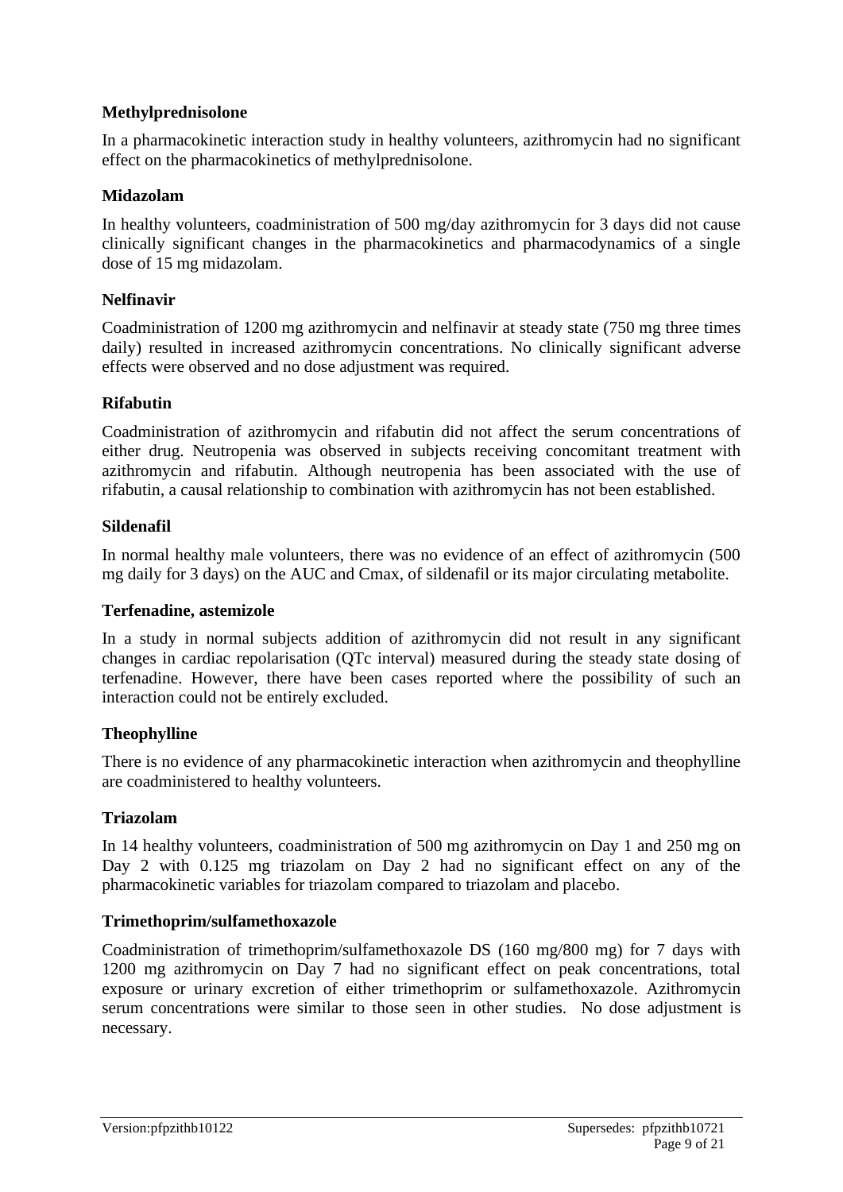**Methylprednisolone**

In a pharmacokinetic interaction study in healthy volunteers, azithromycin had no significant effect on the pharmacokinetics of methylprednisolone.

**Midazolam**

In healthy volunteers, coadministration of 500 mg/day azithromycin for 3 days did not cause clinically significant changes in the pharmacokinetics and pharmacodynamics of a single dose of 15 mg midazolam.

**Nelfinavir**

Coadministration of 1200 mg azithromycin and nelfinavir at steady state (750 mg three times daily) resulted in increased azithromycin concentrations. No clinically significant adverse effects were observed and no dose adjustment was required.

**Rifabutin**

Coadministration of azithromycin and rifabutin did not affect the serum concentrations of either drug. Neutropenia was observed in subjects receiving concomitant treatment with azithromycin and rifabutin. Although neutropenia has been associated with the use of rifabutin, a causal relationship to combination with azithromycin has not been established.

**Sildenafil**

In normal healthy male volunteers, there was no evidence of an effect of azithromycin (500 mg daily for 3 days) on the AUC and Cmax, of sildenafil or its major circulating metabolite.

**Terfenadine, astemizole**

In a study in normal subjects addition of azithromycin did not result in any significant changes in cardiac repolarisation (QTc interval) measured during the steady state dosing of terfenadine. However, there have been cases reported where the possibility of such an interaction could not be entirely excluded.

**Theophylline**

There is no evidence of any pharmacokinetic interaction when azithromycin and theophylline are coadministered to healthy volunteers.

**Triazolam**

In 14 healthy volunteers, coadministration of 500 mg azithromycin on Day 1 and 250 mg on Day 2 with 0.125 mg triazolam on Day 2 had no significant effect on any of the pharmacokinetic variables for triazolam compared to triazolam and placebo.

**Trimethoprim/sulfamethoxazole**

Coadministration of trimethoprim/sulfamethoxazole DS (160 mg/800 mg) for 7 days with 1200 mg azithromycin on Day 7 had no significant effect on peak concentrations, total exposure or urinary excretion of either trimethoprim or sulfamethoxazole. Azithromycin serum concentrations were similar to those seen in other studies. No dose adjustment is necessary.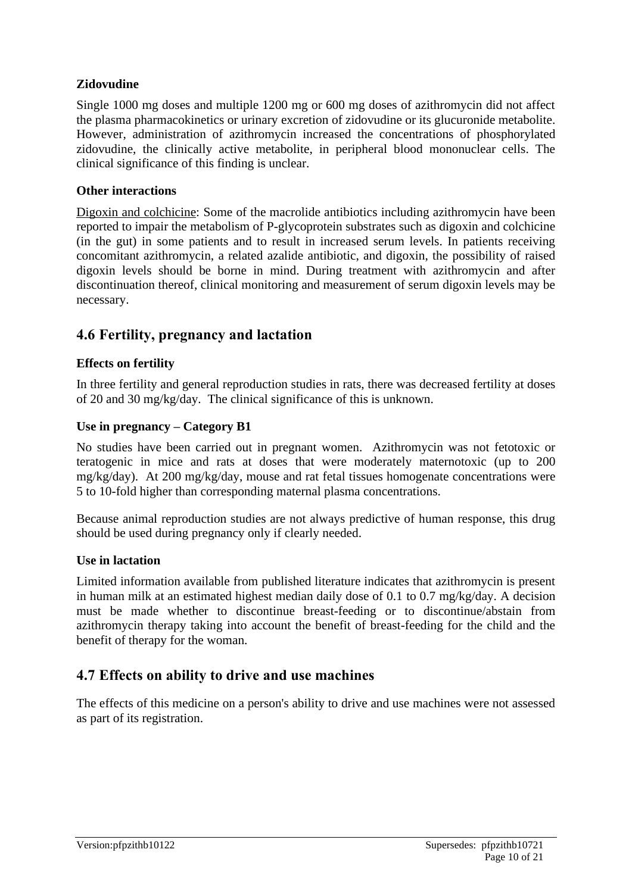**Zidovudine**

Single 1000 mg doses and multiple 1200 mg or 600 mg doses of azithromycin did not affect the plasma pharmacokinetics or urinary excretion of zidovudine or its glucuronide metabolite. However, administration of azithromycin increased the concentrations of phosphorylated zidovudine, the clinically active metabolite, in peripheral blood mononuclear cells. The clinical significance of this finding is unclear.

**Other interactions**

Digoxin and colchicine: Some of the macrolide antibiotics including azithromycin have been reported to impair the metabolism of P-glycoprotein substrates such as digoxin and colchicine (in the gut) in some patients and to result in increased serum levels. In patients receiving concomitant azithromycin, a related azalide antibiotic, and digoxin, the possibility of raised digoxin levels should be borne in mind. During treatment with azithromycin and after discontinuation thereof, clinical monitoring and measurement of serum digoxin levels may be necessary.

## 4.6 Fertility, pregnancy and lactation

**Effects on fertility**

In three fertility and general reproduction studies in rats, there was decreased fertility at doses of 20 and 30 mg/kg/day. The clinical significance of this is unknown.

**Use in pregnancy – Category B1**

No studies have been carried out in pregnant women. Azithromycin was not fetotoxic or teratogenic in mice and rats at doses that were moderately maternotoxic (up to 200 mg/kg/day). At 200 mg/kg/day, mouse and rat fetal tissues homogenate concentrations were 5 to 10-fold higher than corresponding maternal plasma concentrations.

Because animal reproduction studies are not always predictive of human response, this drug should be used during pregnancy only if clearly needed.

**Use in lactation**

Limited information available from published literature indicates that azithromycin is present in human milk at an estimated highest median daily dose of 0.1 to 0.7 mg/kg/day. A decision must be made whether to discontinue breast-feeding or to discontinue/abstain from azithromycin therapy taking into account the benefit of breast-feeding for the child and the benefit of therapy for the woman.

## 4.7 Effects on ability to drive and use machines

The effects of this medicine on a person's ability to drive and use machines were not assessed as part of its registration.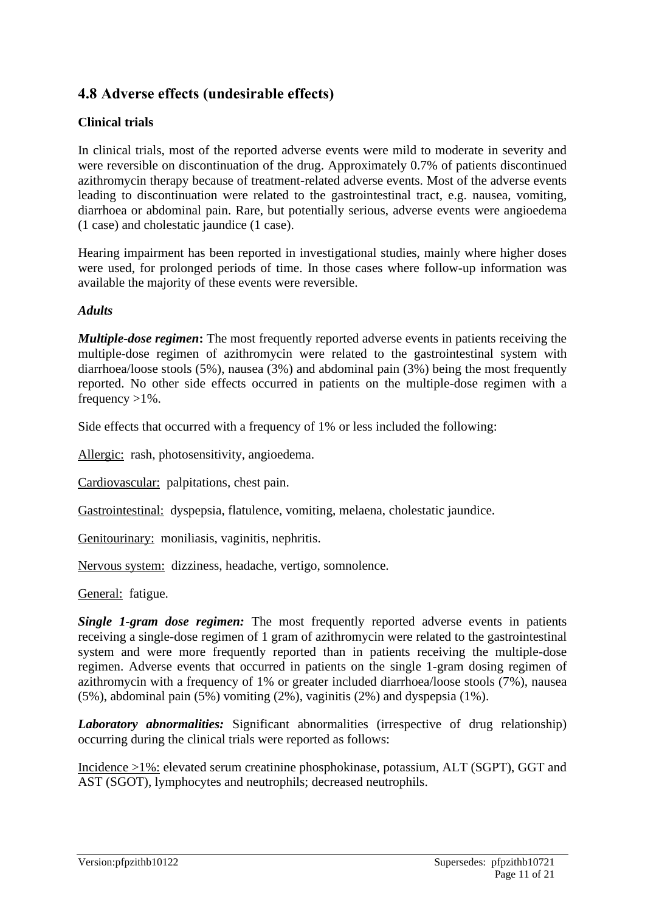## 4.8 Adverse effects (undesirable effects)

### Clinical trials

In clinical trials, most of the reported adverse events were mild to moderate in severity and were reversible on discontinuation of the drug. Approximately 0.7% of patients discontinued azithromycin therapy because of treatment-related adverse events. Most of the adverse events leading to discontinuation were related to the gastrointestinal tract, e.g. nausea, vomiting, diarrhoea or abdominal pain. Rare, but potentially serious, adverse events were angioedema (1 case) and cholestatic jaundice (1 case).

Hearing impairment has been reported in investigational studies, mainly where higher doses were used, for prolonged periods of time. In those cases where follow-up information was available the majority of these events were reversible.

***Adults***

***Multiple-dose regimen*:** The most frequently reported adverse events in patients receiving the multiple-dose regimen of azithromycin were related to the gastrointestinal system with diarrhoea/loose stools (5%), nausea (3%) and abdominal pain (3%) being the most frequently reported. No other side effects occurred in patients on the multiple-dose regimen with a frequency >1%.

Side effects that occurred with a frequency of 1% or less included the following:

<u>Allergic:</u> rash, photosensitivity, angioedema.

<u>Cardiovascular:</u> palpitations, chest pain.

<u>Gastrointestinal:</u> dyspepsia, flatulence, vomiting, melaena, cholestatic jaundice.

<u>Genitourinary:</u> moniliasis, vaginitis, nephritis.

<u>Nervous system:</u> dizziness, headache, vertigo, somnolence.

<u>General:</u> fatigue.

***Single 1-gram dose regimen:*** The most frequently reported adverse events in patients receiving a single-dose regimen of 1 gram of azithromycin were related to the gastrointestinal system and were more frequently reported than in patients receiving the multiple-dose regimen. Adverse events that occurred in patients on the single 1-gram dosing regimen of azithromycin with a frequency of 1% or greater included diarrhoea/loose stools (7%), nausea (5%), abdominal pain (5%) vomiting (2%), vaginitis (2%) and dyspepsia (1%).

***Laboratory abnormalities:*** Significant abnormalities (irrespective of drug relationship) occurring during the clinical trials were reported as follows:

<u>Incidence >1%:</u> elevated serum creatinine phosphokinase, potassium, ALT (SGPT), GGT and AST (SGOT), lymphocytes and neutrophils; decreased neutrophils.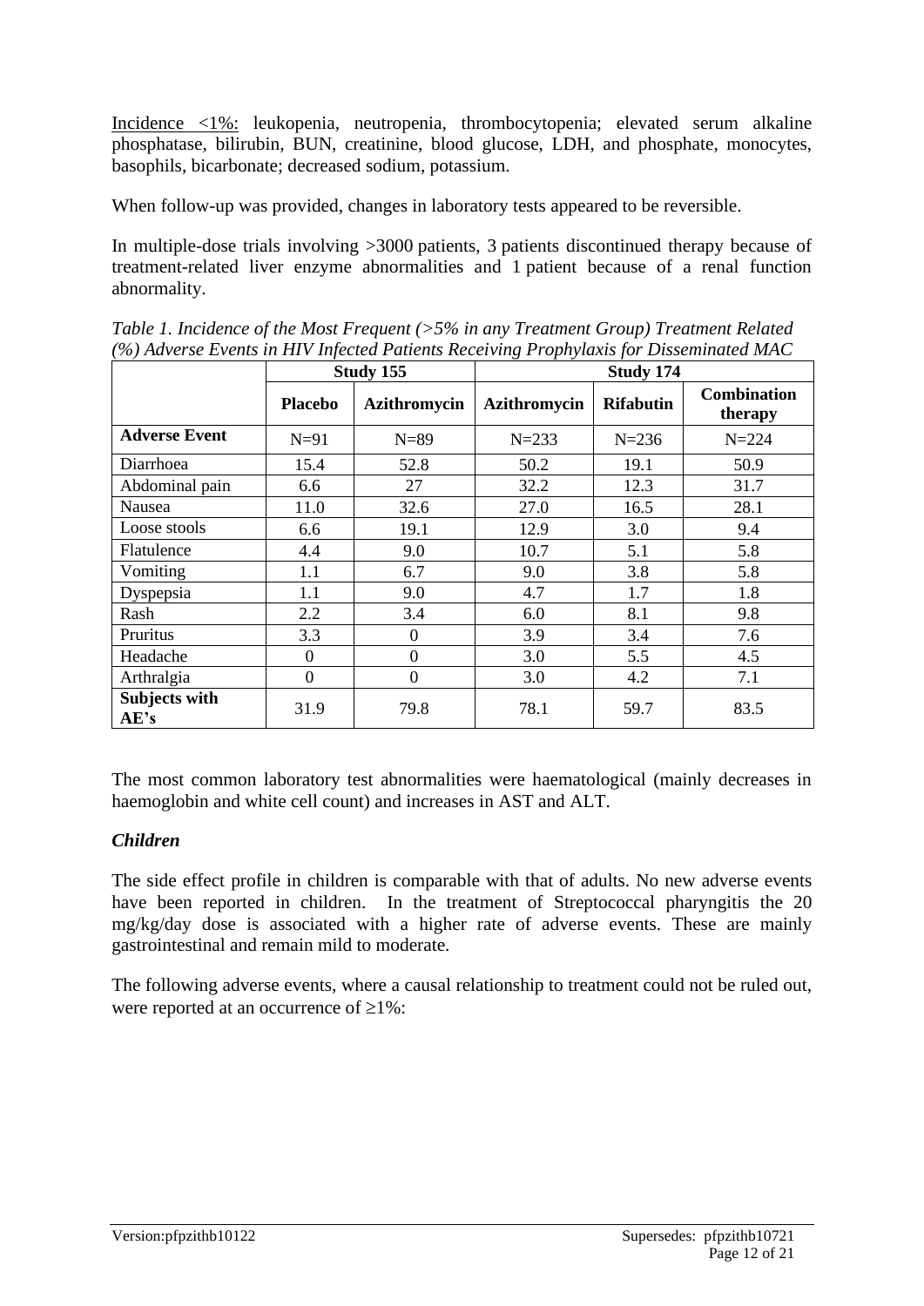Incidence <1%: leukopenia, neutropenia, thrombocytopenia; elevated serum alkaline phosphatase, bilirubin, BUN, creatinine, blood glucose, LDH, and phosphate, monocytes, basophils, bicarbonate; decreased sodium, potassium.

When follow-up was provided, changes in laboratory tests appeared to be reversible.

In multiple-dose trials involving >3000 patients, 3 patients discontinued therapy because of treatment-related liver enzyme abnormalities and 1 patient because of a renal function abnormality.

*Table 1. Incidence of the Most Frequent (>5% in any Treatment Group) Treatment Related (%) Adverse Events in HIV Infected Patients Receiving Prophylaxis for Disseminated MAC*

| | **Study 155** | | **Study 174** | | |
|---|---|---|---|---|---|
| | **Placebo** | **Azithromycin** | **Azithromycin** | **Rifabutin** | **Combination therapy** |
| **Adverse Event** | N=91 | N=89 | N=233 | N=236 | N=224 |
| Diarrhoea | 15.4 | 52.8 | 50.2 | 19.1 | 50.9 |
| Abdominal pain | 6.6 | 27 | 32.2 | 12.3 | 31.7 |
| Nausea | 11.0 | 32.6 | 27.0 | 16.5 | 28.1 |
| Loose stools | 6.6 | 19.1 | 12.9 | 3.0 | 9.4 |
| Flatulence | 4.4 | 9.0 | 10.7 | 5.1 | 5.8 |
| Vomiting | 1.1 | 6.7 | 9.0 | 3.8 | 5.8 |
| Dyspepsia | 1.1 | 9.0 | 4.7 | 1.7 | 1.8 |
| Rash | 2.2 | 3.4 | 6.0 | 8.1 | 9.8 |
| Pruritus | 3.3 | 0 | 3.9 | 3.4 | 7.6 |
| Headache | 0 | 0 | 3.0 | 5.5 | 4.5 |
| Arthralgia | 0 | 0 | 3.0 | 4.2 | 7.1 |
| **Subjects with AE's** | 31.9 | 79.8 | 78.1 | 59.7 | 83.5 |

The most common laboratory test abnormalities were haematological (mainly decreases in haemoglobin and white cell count) and increases in AST and ALT.

### *Children*

The side effect profile in children is comparable with that of adults. No new adverse events have been reported in children. In the treatment of Streptococcal pharyngitis the 20 mg/kg/day dose is associated with a higher rate of adverse events. These are mainly gastrointestinal and remain mild to moderate.

The following adverse events, where a causal relationship to treatment could not be ruled out, were reported at an occurrence of ≥1%: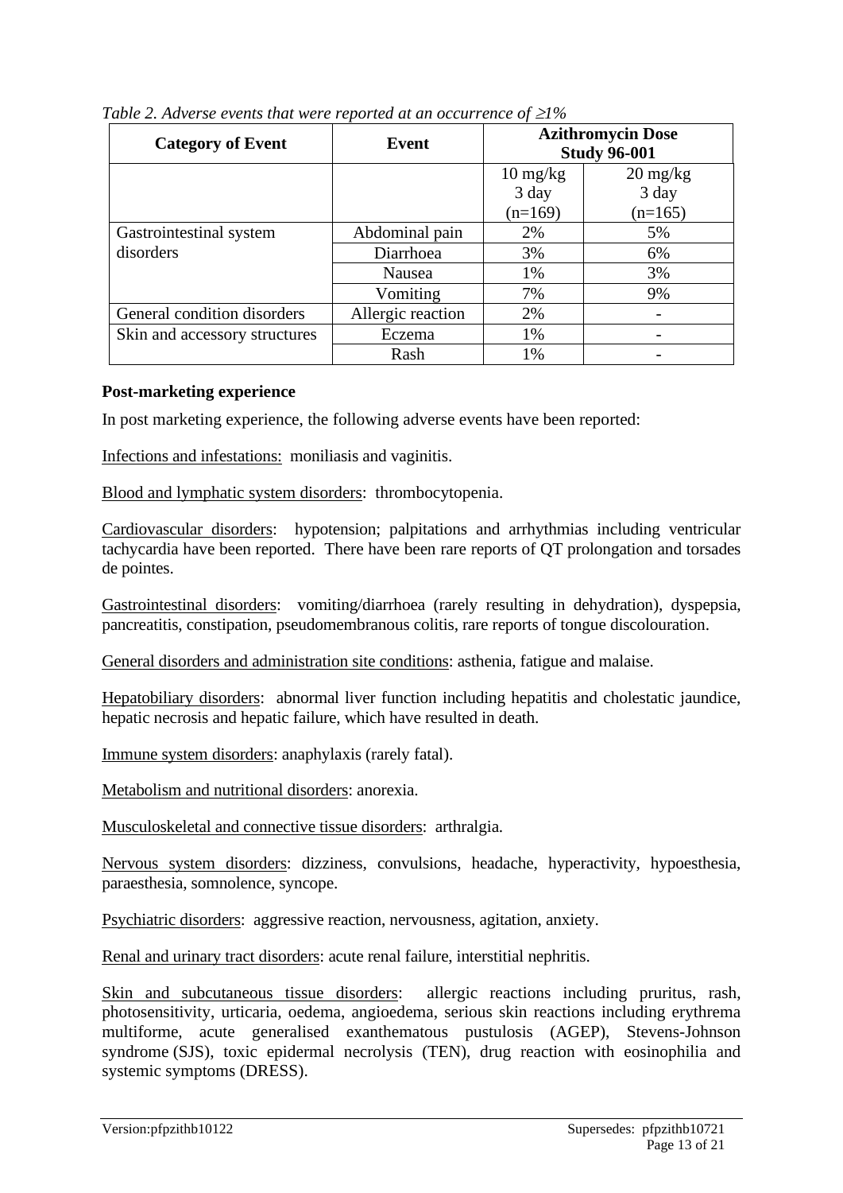*Table 2. Adverse events that were reported at an occurrence of ≥1%*

| Category of Event | Event | Azithromycin Dose Study 96-001 | |
|---|---|---|---|
| | | 10 mg/kg 3 day (n=169) | 20 mg/kg 3 day (n=165) |
| Gastrointestinal system disorders | Abdominal pain | 2% | 5% |
| | Diarrhoea | 3% | 6% |
| | Nausea | 1% | 3% |
| | Vomiting | 7% | 9% |
| General condition disorders | Allergic reaction | 2% | - |
| Skin and accessory structures | Eczema | 1% | - |
| | Rash | 1% | - |

**Post-marketing experience**

In post marketing experience, the following adverse events have been reported:

Infections and infestations: moniliasis and vaginitis.

Blood and lymphatic system disorders: thrombocytopenia.

Cardiovascular disorders: hypotension; palpitations and arrhythmias including ventricular tachycardia have been reported. There have been rare reports of QT prolongation and torsades de pointes.

Gastrointestinal disorders: vomiting/diarrhoea (rarely resulting in dehydration), dyspepsia, pancreatitis, constipation, pseudomembranous colitis, rare reports of tongue discolouration.

General disorders and administration site conditions: asthenia, fatigue and malaise.

Hepatobiliary disorders: abnormal liver function including hepatitis and cholestatic jaundice, hepatic necrosis and hepatic failure, which have resulted in death.

Immune system disorders: anaphylaxis (rarely fatal).

Metabolism and nutritional disorders: anorexia.

Musculoskeletal and connective tissue disorders: arthralgia.

Nervous system disorders: dizziness, convulsions, headache, hyperactivity, hypoesthesia, paraesthesia, somnolence, syncope.

Psychiatric disorders: aggressive reaction, nervousness, agitation, anxiety.

Renal and urinary tract disorders: acute renal failure, interstitial nephritis.

Skin and subcutaneous tissue disorders: allergic reactions including pruritus, rash, photosensitivity, urticaria, oedema, angioedema, serious skin reactions including erythrema multiforme, acute generalised exanthematous pustulosis (AGEP), Stevens-Johnson syndrome (SJS), toxic epidermal necrolysis (TEN), drug reaction with eosinophilia and systemic symptoms (DRESS).

Version:pfpzithb10122 Supersedes: pfpzithb10721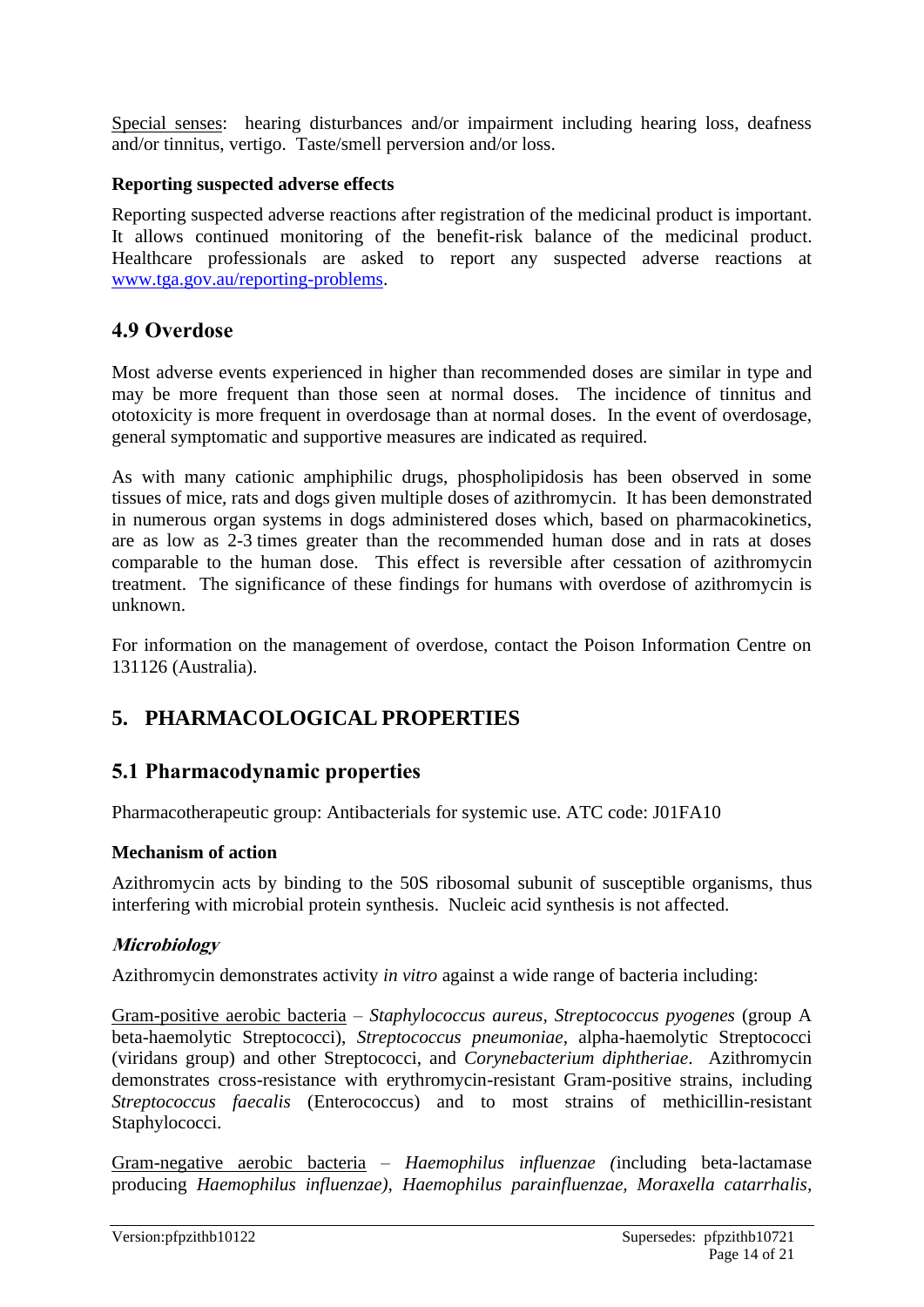Special senses: hearing disturbances and/or impairment including hearing loss, deafness and/or tinnitus, vertigo. Taste/smell perversion and/or loss.

**Reporting suspected adverse effects**

Reporting suspected adverse reactions after registration of the medicinal product is important. It allows continued monitoring of the benefit-risk balance of the medicinal product. Healthcare professionals are asked to report any suspected adverse reactions at www.tga.gov.au/reporting-problems.

## 4.9 Overdose

Most adverse events experienced in higher than recommended doses are similar in type and may be more frequent than those seen at normal doses. The incidence of tinnitus and ototoxicity is more frequent in overdosage than at normal doses. In the event of overdosage, general symptomatic and supportive measures are indicated as required.

As with many cationic amphiphilic drugs, phospholipidosis has been observed in some tissues of mice, rats and dogs given multiple doses of azithromycin. It has been demonstrated in numerous organ systems in dogs administered doses which, based on pharmacokinetics, are as low as 2-3 times greater than the recommended human dose and in rats at doses comparable to the human dose. This effect is reversible after cessation of azithromycin treatment. The significance of these findings for humans with overdose of azithromycin is unknown.

For information on the management of overdose, contact the Poison Information Centre on 131126 (Australia).

# 5. PHARMACOLOGICAL PROPERTIES

## 5.1 Pharmacodynamic properties

Pharmacotherapeutic group: Antibacterials for systemic use. ATC code: J01FA10

**Mechanism of action**

Azithromycin acts by binding to the 50S ribosomal subunit of susceptible organisms, thus interfering with microbial protein synthesis. Nucleic acid synthesis is not affected.

***Microbiology***

Azithromycin demonstrates activity *in vitro* against a wide range of bacteria including:

Gram-positive aerobic bacteria – *Staphylococcus aureus, Streptococcus pyogenes* (group A beta-haemolytic Streptococci), *Streptococcus pneumoniae*, alpha-haemolytic Streptococci (viridans group) and other Streptococci, and *Corynebacterium diphtheriae*. Azithromycin demonstrates cross-resistance with erythromycin-resistant Gram-positive strains, including *Streptococcus faecalis* (Enterococcus) and to most strains of methicillin-resistant Staphylococci.

Gram-negative aerobic bacteria – *Haemophilus influenzae (*including beta-lactamase producing *Haemophilus influenzae), Haemophilus parainfluenzae, Moraxella catarrhalis,*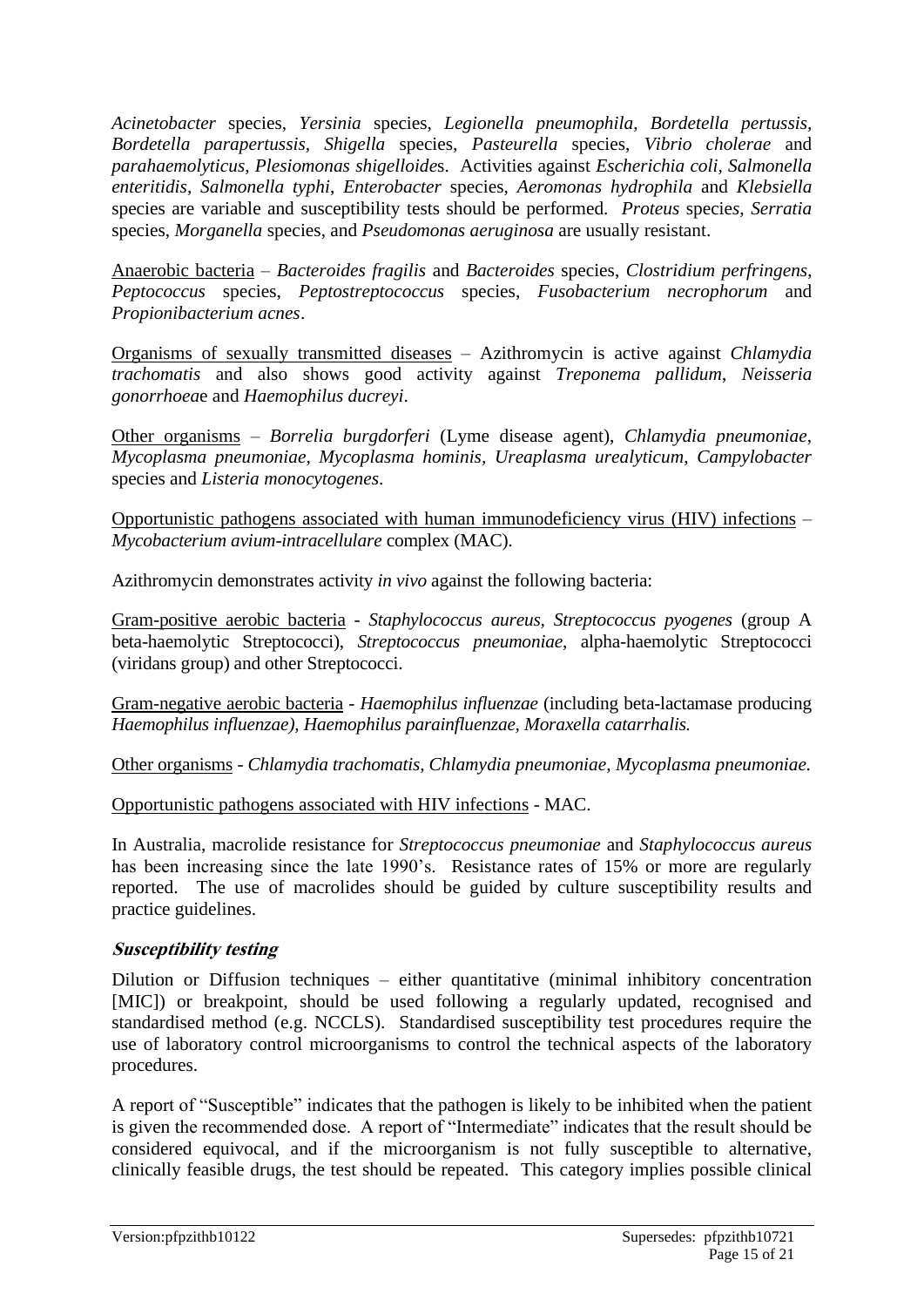*Acinetobacter* species, *Yersinia* species, *Legionella pneumophila*, *Bordetella pertussis*, *Bordetella parapertussis*, *Shigella* species, *Pasteurella* species, *Vibrio cholerae* and *parahaemolyticus, Plesiomonas shigelloide*s. Activities against *Escherichia coli*, *Salmonella enteritidis, Salmonella typhi*, *Enterobacter* species, *Aeromonas hydrophila* and *Klebsiella* species are variable and susceptibility tests should be performed. *Proteus* species, *Serratia* species, *Morganella* species, and *Pseudomonas aeruginosa* are usually resistant.

Anaerobic bacteria – *Bacteroides fragilis* and *Bacteroides* species, *Clostridium perfringens*, *Peptococcus* species, *Peptostreptococcus* species, *Fusobacterium necrophorum* and *Propionibacterium acnes*.

Organisms of sexually transmitted diseases – Azithromycin is active against *Chlamydia trachomatis* and also shows good activity against *Treponema pallidum*, *Neisseria gonorrhoea*e and *Haemophilus ducreyi*.

Other organisms – *Borrelia burgdorferi* (Lyme disease agent), *Chlamydia pneumoniae*, *Mycoplasma pneumoniae*, *Mycoplasma hominis*, *Ureaplasma urealyticum*, *Campylobacter* species and *Listeria monocytogenes*.

Opportunistic pathogens associated with human immunodeficiency virus (HIV) infections – *Mycobacterium avium-intracellulare* complex (MAC).

Azithromycin demonstrates activity *in vivo* against the following bacteria:

Gram-positive aerobic bacteria - *Staphylococcus aureus, Streptococcus pyogenes* (group A beta-haemolytic Streptococci), *Streptococcus pneumoniae*, alpha-haemolytic Streptococci (viridans group) and other Streptococci.

Gram-negative aerobic bacteria - *Haemophilus influenzae* (including beta-lactamase producing *Haemophilus influenzae), Haemophilus parainfluenzae, Moraxella catarrhalis.*

Other organisms - *Chlamydia trachomatis, Chlamydia pneumoniae, Mycoplasma pneumoniae.*

Opportunistic pathogens associated with HIV infections - MAC.

In Australia, macrolide resistance for *Streptococcus pneumoniae* and *Staphylococcus aureus* has been increasing since the late 1990's. Resistance rates of 15% or more are regularly reported. The use of macrolides should be guided by culture susceptibility results and practice guidelines.

### *Susceptibility testing*

Dilution or Diffusion techniques – either quantitative (minimal inhibitory concentration [MIC]) or breakpoint, should be used following a regularly updated, recognised and standardised method (e.g. NCCLS). Standardised susceptibility test procedures require the use of laboratory control microorganisms to control the technical aspects of the laboratory procedures.

A report of "Susceptible" indicates that the pathogen is likely to be inhibited when the patient is given the recommended dose. A report of "Intermediate" indicates that the result should be considered equivocal, and if the microorganism is not fully susceptible to alternative, clinically feasible drugs, the test should be repeated. This category implies possible clinical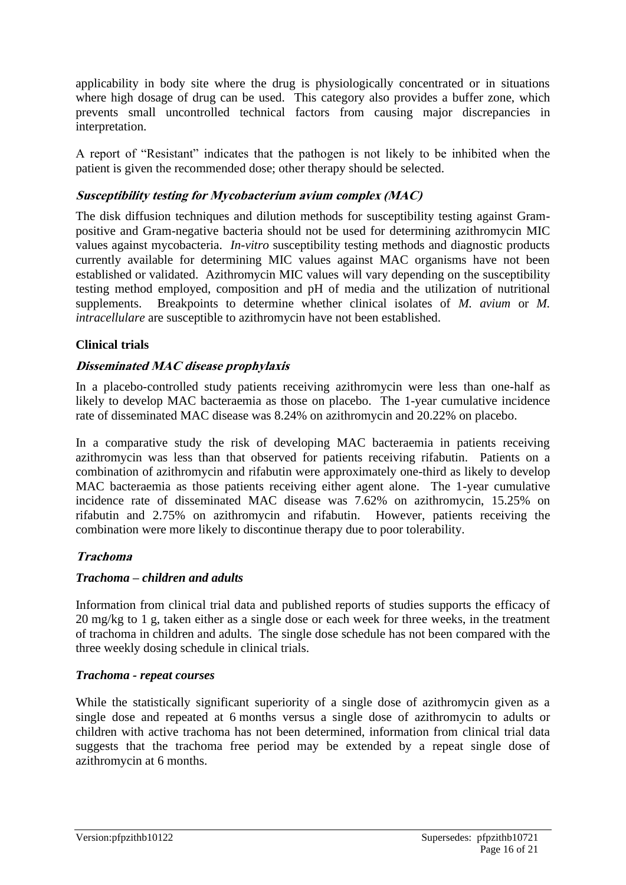applicability in body site where the drug is physiologically concentrated or in situations where high dosage of drug can be used. This category also provides a buffer zone, which prevents small uncontrolled technical factors from causing major discrepancies in interpretation.

A report of "Resistant" indicates that the pathogen is not likely to be inhibited when the patient is given the recommended dose; other therapy should be selected.

***Susceptibility testing for Mycobacterium avium complex (MAC)***

The disk diffusion techniques and dilution methods for susceptibility testing against Gram-positive and Gram-negative bacteria should not be used for determining azithromycin MIC values against mycobacteria. *In-vitro* susceptibility testing methods and diagnostic products currently available for determining MIC values against MAC organisms have not been established or validated. Azithromycin MIC values will vary depending on the susceptibility testing method employed, composition and pH of media and the utilization of nutritional supplements. Breakpoints to determine whether clinical isolates of *M. avium* or *M. intracellulare* are susceptible to azithromycin have not been established.

**Clinical trials**

***Disseminated MAC disease prophylaxis***

In a placebo-controlled study patients receiving azithromycin were less than one-half as likely to develop MAC bacteraemia as those on placebo. The 1-year cumulative incidence rate of disseminated MAC disease was 8.24% on azithromycin and 20.22% on placebo.

In a comparative study the risk of developing MAC bacteraemia in patients receiving azithromycin was less than that observed for patients receiving rifabutin. Patients on a combination of azithromycin and rifabutin were approximately one-third as likely to develop MAC bacteraemia as those patients receiving either agent alone. The 1-year cumulative incidence rate of disseminated MAC disease was 7.62% on azithromycin, 15.25% on rifabutin and 2.75% on azithromycin and rifabutin. However, patients receiving the combination were more likely to discontinue therapy due to poor tolerability.

***Trachoma***

***Trachoma – children and adults***

Information from clinical trial data and published reports of studies supports the efficacy of 20 mg/kg to 1 g, taken either as a single dose or each week for three weeks, in the treatment of trachoma in children and adults. The single dose schedule has not been compared with the three weekly dosing schedule in clinical trials.

***Trachoma - repeat courses***

While the statistically significant superiority of a single dose of azithromycin given as a single dose and repeated at 6 months versus a single dose of azithromycin to adults or children with active trachoma has not been determined, information from clinical trial data suggests that the trachoma free period may be extended by a repeat single dose of azithromycin at 6 months.

Version:pfpzithb10122 Supersedes: pfpzithb10721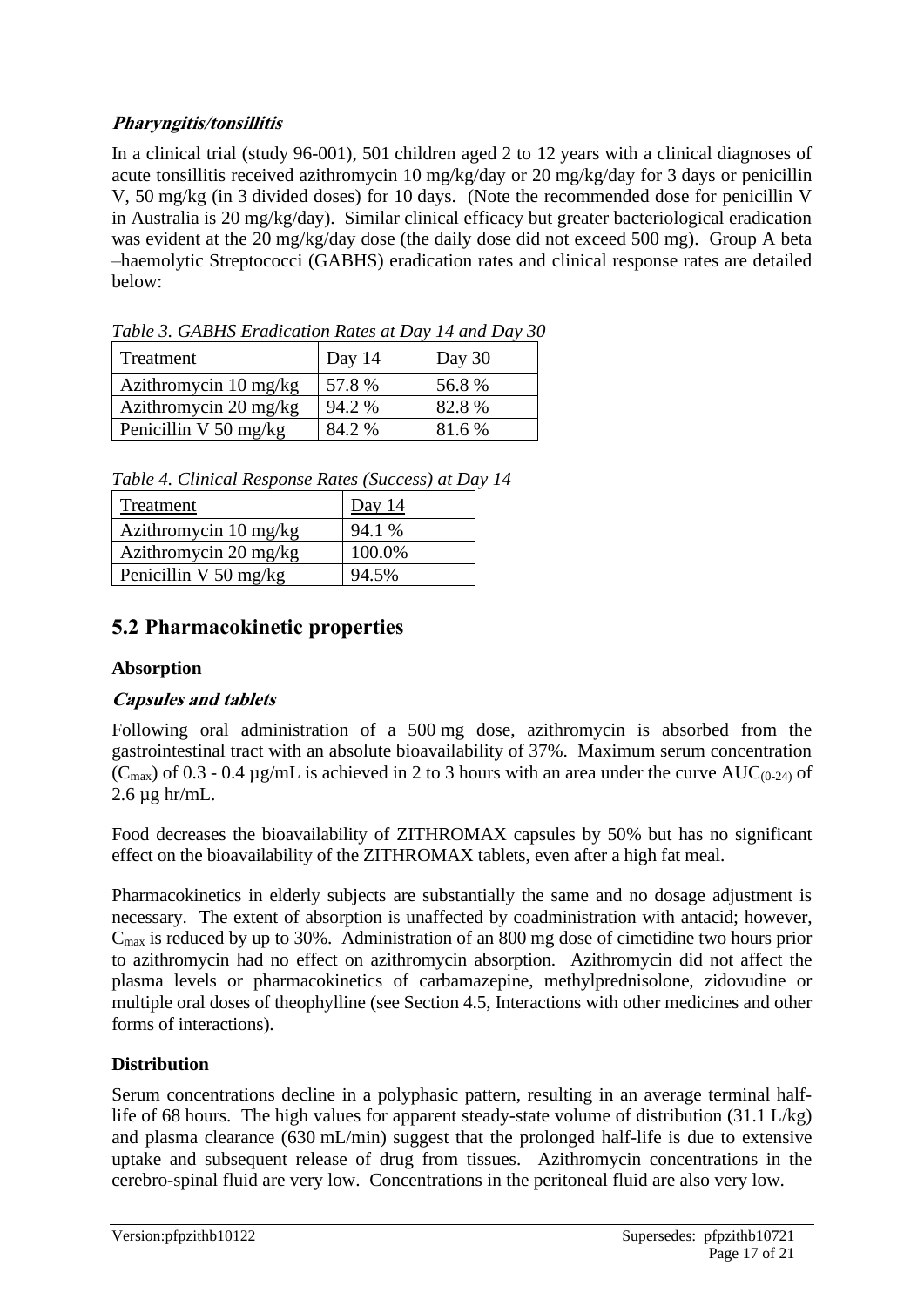***Pharyngitis/tonsillitis***

In a clinical trial (study 96-001), 501 children aged 2 to 12 years with a clinical diagnoses of acute tonsillitis received azithromycin 10 mg/kg/day or 20 mg/kg/day for 3 days or penicillin V, 50 mg/kg (in 3 divided doses) for 10 days. (Note the recommended dose for penicillin V in Australia is 20 mg/kg/day). Similar clinical efficacy but greater bacteriological eradication was evident at the 20 mg/kg/day dose (the daily dose did not exceed 500 mg). Group A beta –haemolytic Streptococci (GABHS) eradication rates and clinical response rates are detailed below:

*Table 3. GABHS Eradication Rates at Day 14 and Day 30*

| Treatment | Day 14 | Day 30 |
|---|---|---|
| Azithromycin 10 mg/kg | 57.8 % | 56.8 % |
| Azithromycin 20 mg/kg | 94.2 % | 82.8 % |
| Penicillin V 50 mg/kg | 84.2 % | 81.6 % |

*Table 4. Clinical Response Rates (Success) at Day 14*

| Treatment | Day 14 |
|---|---|
| Azithromycin 10 mg/kg | 94.1 % |
| Azithromycin 20 mg/kg | 100.0% |
| Penicillin V 50 mg/kg | 94.5% |

## 5.2 Pharmacokinetic properties

**Absorption**

***Capsules and tablets***

Following oral administration of a 500 mg dose, azithromycin is absorbed from the gastrointestinal tract with an absolute bioavailability of 37%. Maximum serum concentration ($C_{max}$) of 0.3 - 0.4 µg/mL is achieved in 2 to 3 hours with an area under the curve $AUC_{(0-24)}$ of 2.6 µg hr/mL.

Food decreases the bioavailability of ZITHROMAX capsules by 50% but has no significant effect on the bioavailability of the ZITHROMAX tablets, even after a high fat meal.

Pharmacokinetics in elderly subjects are substantially the same and no dosage adjustment is necessary. The extent of absorption is unaffected by coadministration with antacid; however, $C_{max}$ is reduced by up to 30%. Administration of an 800 mg dose of cimetidine two hours prior to azithromycin had no effect on azithromycin absorption. Azithromycin did not affect the plasma levels or pharmacokinetics of carbamazepine, methylprednisolone, zidovudine or multiple oral doses of theophylline (see Section 4.5, Interactions with other medicines and other forms of interactions).

**Distribution**

Serum concentrations decline in a polyphasic pattern, resulting in an average terminal half-life of 68 hours. The high values for apparent steady-state volume of distribution (31.1 L/kg) and plasma clearance (630 mL/min) suggest that the prolonged half-life is due to extensive uptake and subsequent release of drug from tissues. Azithromycin concentrations in the cerebro-spinal fluid are very low. Concentrations in the peritoneal fluid are also very low.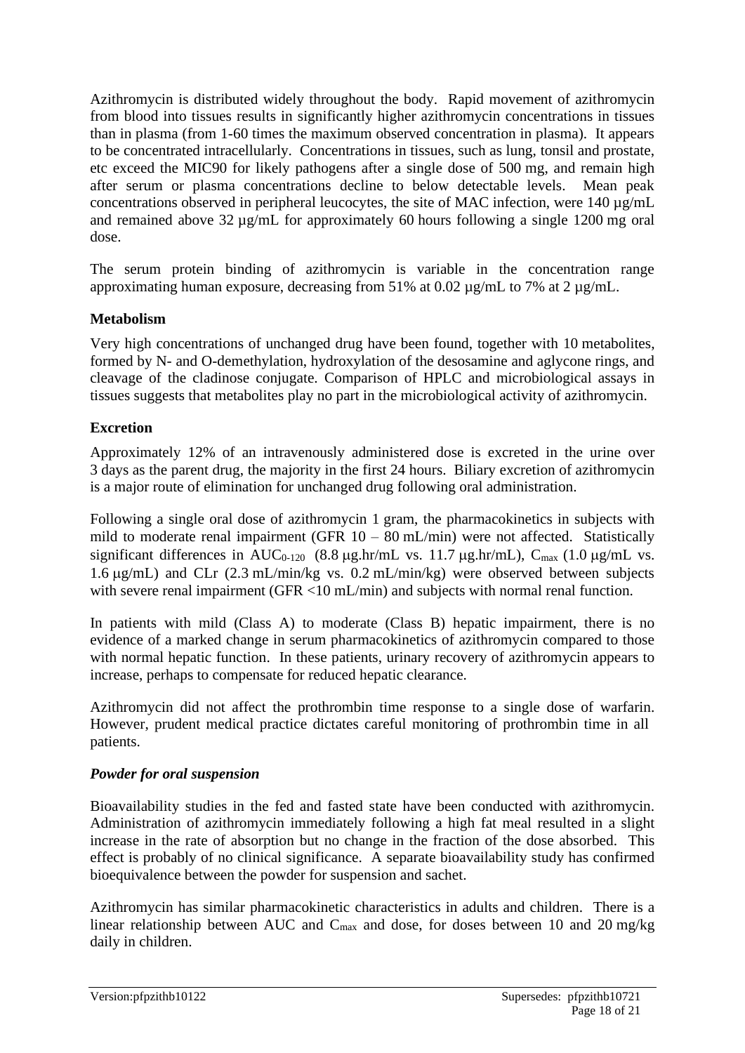Azithromycin is distributed widely throughout the body. Rapid movement of azithromycin from blood into tissues results in significantly higher azithromycin concentrations in tissues than in plasma (from 1-60 times the maximum observed concentration in plasma). It appears to be concentrated intracellularly. Concentrations in tissues, such as lung, tonsil and prostate, etc exceed the MIC90 for likely pathogens after a single dose of 500 mg, and remain high after serum or plasma concentrations decline to below detectable levels. Mean peak concentrations observed in peripheral leucocytes, the site of MAC infection, were 140 µg/mL and remained above 32 µg/mL for approximately 60 hours following a single 1200 mg oral dose.

The serum protein binding of azithromycin is variable in the concentration range approximating human exposure, decreasing from 51% at 0.02 µg/mL to 7% at 2 µg/mL.

**Metabolism**

Very high concentrations of unchanged drug have been found, together with 10 metabolites, formed by N- and O-demethylation, hydroxylation of the desosamine and aglycone rings, and cleavage of the cladinose conjugate. Comparison of HPLC and microbiological assays in tissues suggests that metabolites play no part in the microbiological activity of azithromycin.

**Excretion**

Approximately 12% of an intravenously administered dose is excreted in the urine over 3 days as the parent drug, the majority in the first 24 hours. Biliary excretion of azithromycin is a major route of elimination for unchanged drug following oral administration.

Following a single oral dose of azithromycin 1 gram, the pharmacokinetics in subjects with mild to moderate renal impairment (GFR 10 – 80 mL/min) were not affected. Statistically significant differences in $AUC_{0-120}$ (8.8 µg.hr/mL vs. 11.7 µg.hr/mL), $C_{max}$ (1.0 µg/mL vs. 1.6 µg/mL) and CLr (2.3 mL/min/kg vs. 0.2 mL/min/kg) were observed between subjects with severe renal impairment (GFR <10 mL/min) and subjects with normal renal function.

In patients with mild (Class A) to moderate (Class B) hepatic impairment, there is no evidence of a marked change in serum pharmacokinetics of azithromycin compared to those with normal hepatic function. In these patients, urinary recovery of azithromycin appears to increase, perhaps to compensate for reduced hepatic clearance.

Azithromycin did not affect the prothrombin time response to a single dose of warfarin. However, prudent medical practice dictates careful monitoring of prothrombin time in all patients.

***Powder for oral suspension***

Bioavailability studies in the fed and fasted state have been conducted with azithromycin. Administration of azithromycin immediately following a high fat meal resulted in a slight increase in the rate of absorption but no change in the fraction of the dose absorbed. This effect is probably of no clinical significance. A separate bioavailability study has confirmed bioequivalence between the powder for suspension and sachet.

Azithromycin has similar pharmacokinetic characteristics in adults and children. There is a linear relationship between AUC and $C_{max}$ and dose, for doses between 10 and 20 mg/kg daily in children.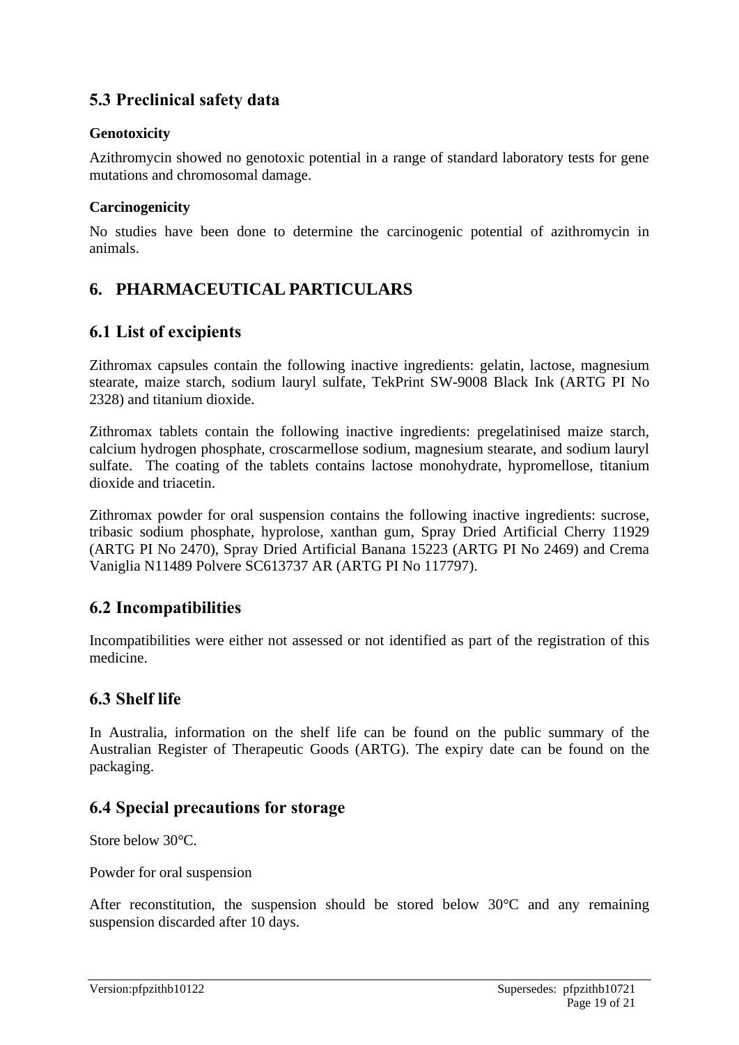## 5.3 Preclinical safety data

### Genotoxicity

Azithromycin showed no genotoxic potential in a range of standard laboratory tests for gene mutations and chromosomal damage.

### Carcinogenicity

No studies have been done to determine the carcinogenic potential of azithromycin in animals.

# 6. PHARMACEUTICAL PARTICULARS

## 6.1 List of excipients

Zithromax capsules contain the following inactive ingredients: gelatin, lactose, magnesium stearate, maize starch, sodium lauryl sulfate, TekPrint SW-9008 Black Ink (ARTG PI No 2328) and titanium dioxide.

Zithromax tablets contain the following inactive ingredients: pregelatinised maize starch, calcium hydrogen phosphate, croscarmellose sodium, magnesium stearate, and sodium lauryl sulfate. The coating of the tablets contains lactose monohydrate, hypromellose, titanium dioxide and triacetin.

Zithromax powder for oral suspension contains the following inactive ingredients: sucrose, tribasic sodium phosphate, hyprolose, xanthan gum, Spray Dried Artificial Cherry 11929 (ARTG PI No 2470), Spray Dried Artificial Banana 15223 (ARTG PI No 2469) and Crema Vaniglia N11489 Polvere SC613737 AR (ARTG PI No 117797).

## 6.2 Incompatibilities

Incompatibilities were either not assessed or not identified as part of the registration of this medicine.

## 6.3 Shelf life

In Australia, information on the shelf life can be found on the public summary of the Australian Register of Therapeutic Goods (ARTG). The expiry date can be found on the packaging.

## 6.4 Special precautions for storage

Store below 30°C.

Powder for oral suspension

After reconstitution, the suspension should be stored below 30°C and any remaining suspension discarded after 10 days.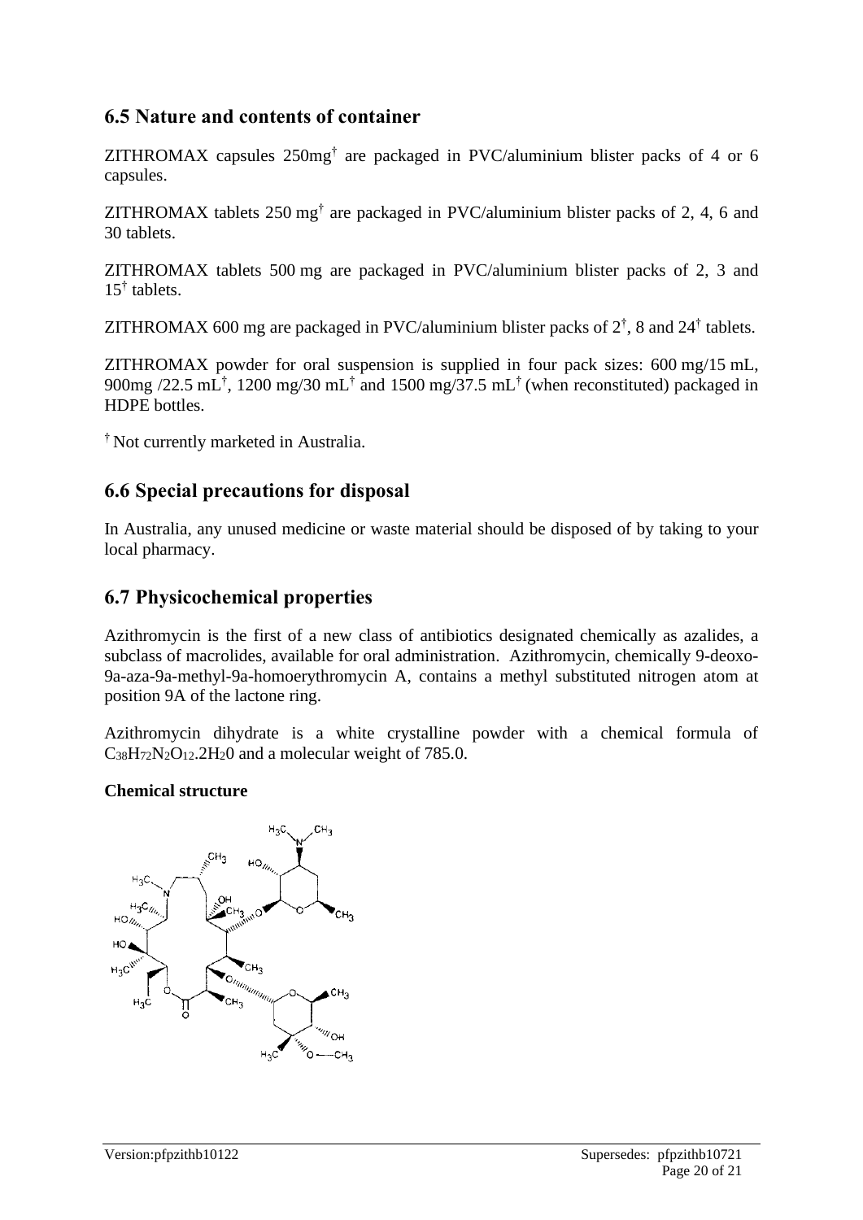## 6.5 Nature and contents of container

ZITHROMAX capsules 250mg† are packaged in PVC/aluminium blister packs of 4 or 6 capsules.

ZITHROMAX tablets 250 mg† are packaged in PVC/aluminium blister packs of 2, 4, 6 and 30 tablets.

ZITHROMAX tablets 500 mg are packaged in PVC/aluminium blister packs of 2, 3 and 15† tablets.

ZITHROMAX 600 mg are packaged in PVC/aluminium blister packs of 2†, 8 and 24† tablets.

ZITHROMAX powder for oral suspension is supplied in four pack sizes: 600 mg/15 mL, 900mg /22.5 mL†, 1200 mg/30 mL† and 1500 mg/37.5 mL† (when reconstituted) packaged in HDPE bottles.

† Not currently marketed in Australia.

## 6.6 Special precautions for disposal

In Australia, any unused medicine or waste material should be disposed of by taking to your local pharmacy.

## 6.7 Physicochemical properties

Azithromycin is the first of a new class of antibiotics designated chemically as azalides, a subclass of macrolides, available for oral administration. Azithromycin, chemically 9-deoxo-9a-aza-9a-methyl-9a-homoerythromycin A, contains a methyl substituted nitrogen atom at position 9A of the lactone ring.

Azithromycin dihydrate is a white crystalline powder with a chemical formula of $C_{38}H_{72}N_2O_{12}.2H_20$ and a molecular weight of 785.0.

**Chemical structure**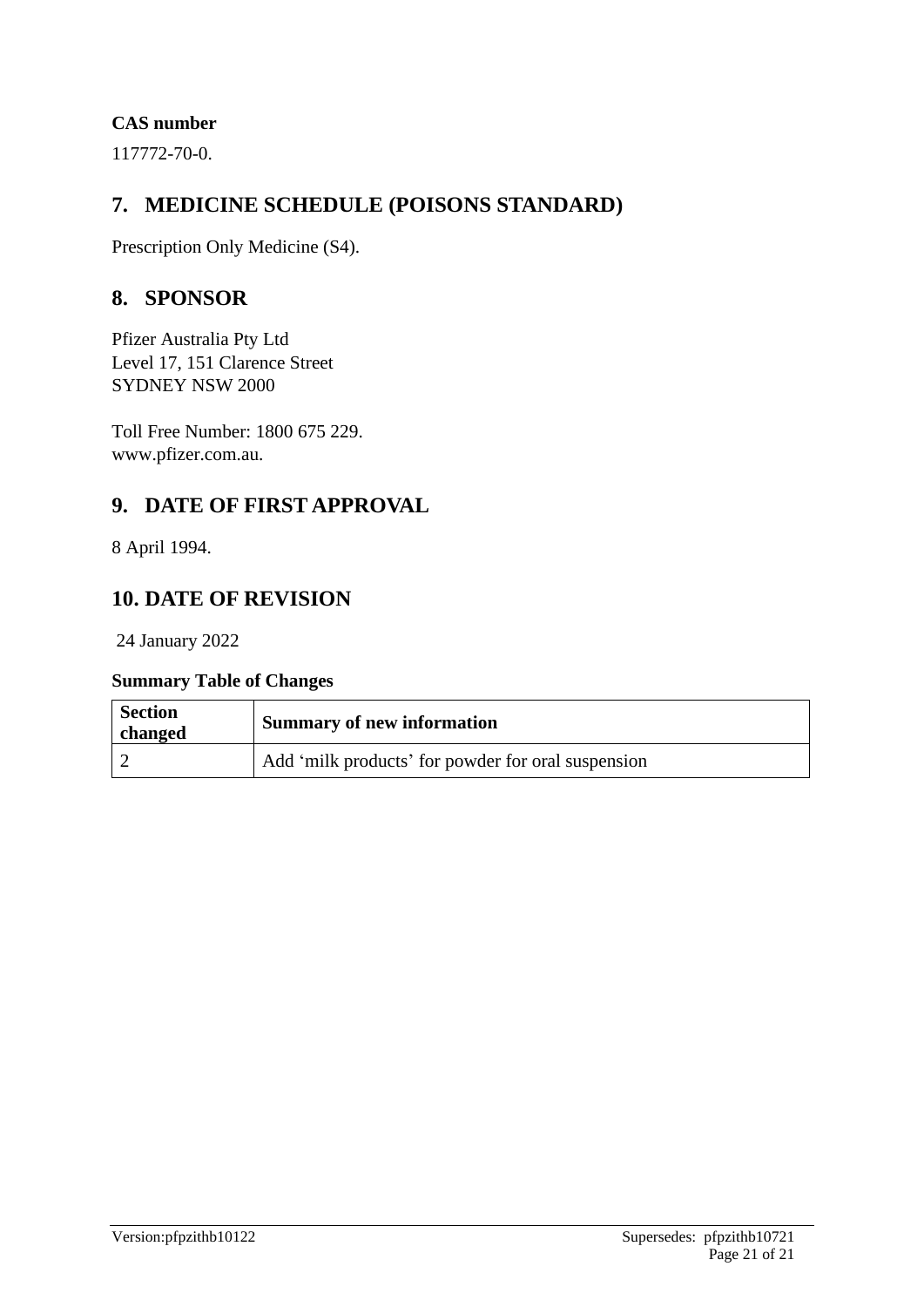**CAS number**

117772-70-0.

## 7. MEDICINE SCHEDULE (POISONS STANDARD)

Prescription Only Medicine (S4).

## 8. SPONSOR

Pfizer Australia Pty Ltd
Level 17, 151 Clarence Street
SYDNEY NSW 2000

Toll Free Number: 1800 675 229.
www.pfizer.com.au.

## 9. DATE OF FIRST APPROVAL

8 April 1994.

## 10. DATE OF REVISION

24 January 2022

**Summary Table of Changes**

| Section changed | Summary of new information |
|---|---|
| 2 | Add 'milk products' for powder for oral suspension |

Version:pfpzithb10122 Supersedes: pfpzithb10721